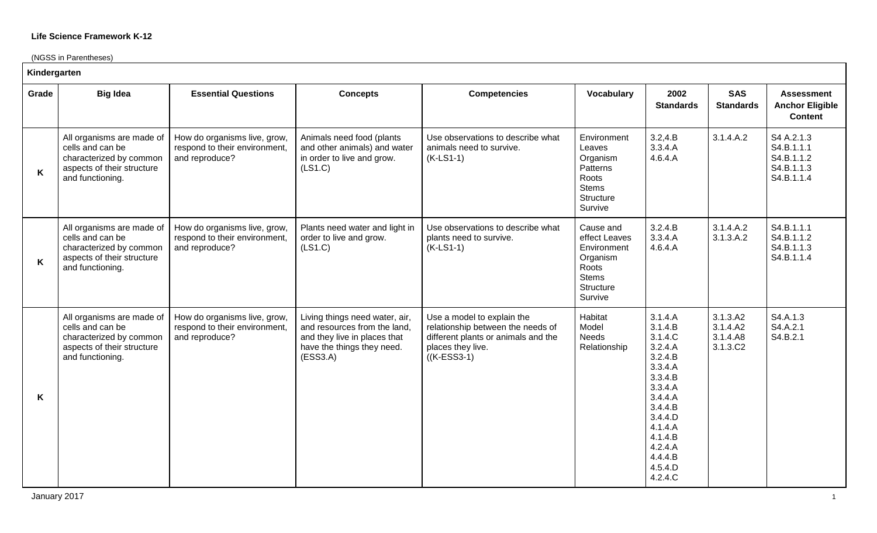**Life Science Framework K-12**

(NGSS in Parentheses)

| Kindergarten | | | | | | | | |
|---|---|---|---|---|---|---|---|---|
| **Grade** | **Big Idea** | **Essential Questions** | **Concepts** | **Competencies** | **Vocabulary** | **2002 Standards** | **SAS Standards** | **Assessment Anchor Eligible Content** |
| **K** | All organisms are made of cells and can be characterized by common aspects of their structure and functioning. | How do organisms live, grow, respond to their environment, and reproduce? | Animals need food (plants and other animals) and water in order to live and grow. (LS1.C) | Use observations to describe what animals need to survive. (K-LS1-1) | Environment Leaves Organism Patterns Roots Stems Structure Survive | 3.2,4.B 3.3.4.A 4.6.4.A | 3.1.4.A.2 | S4 A.2.1.3 S4.B.1.1.1 S4.B.1.1.2 S4.B.1.1.3 S4.B.1.1.4 |
| **K** | All organisms are made of cells and can be characterized by common aspects of their structure and functioning. | How do organisms live, grow, respond to their environment, and reproduce? | Plants need water and light in order to live and grow. (LS1.C) | Use observations to describe what plants need to survive. (K-LS1-1) | Cause and effect Leaves Environment Organism Roots Stems Structure Survive | 3.2.4.B 3.3.4.A 4.6.4.A | 3.1.4.A.2 3.1.3.A.2 | S4.B.1.1.1 S4.B.1.1.2 S4.B.1.1.3 S4.B.1.1.4 |
| **K** | All organisms are made of cells and can be characterized by common aspects of their structure and functioning. | How do organisms live, grow, respond to their environment, and reproduce? | Living things need water, air, and resources from the land, and they live in places that have the things they need. (ESS3.A) | Use a model to explain the relationship between the needs of different plants or animals and the places they live. ((K-ESS3-1) | Habitat Model Needs Relationship | 3.1.4.A 3.1.4.B 3.1.4.C 3.2.4.A 3.2.4.B 3.3.4.A 3.3.4.B 3.3.4.A 3.4.4.A 3.4.4.B 3.4.4.D 4.1.4.A 4.1.4.B 4.2.4.A 4.4.4.B 4.5.4.D 4.2.4.C | 3.1.3.A2 3.1.4.A2 3.1.4.A8 3.1.3.C2 | S4.A.1.3 S4.A.2.1 S4.B.2.1 |

January 2017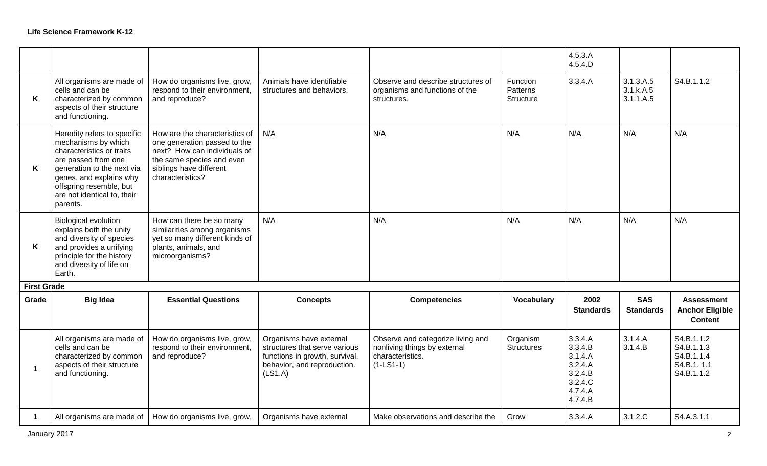**Life Science Framework K-12**

| | | | | | | | | |
|---|---|---|---|---|---|---|---|---|
| | | | | | | 4.5.3.A<br>4.5.4.D | | |
| K | All organisms are made of cells and can be characterized by common aspects of their structure and functioning. | How do organisms live, grow, respond to their environment, and reproduce? | Animals have identifiable structures and behaviors. | Observe and describe structures of organisms and functions of the structures. | Function<br>Patterns<br>Structure | 3.3.4.A | 3.1.3.A.5<br>3.1.k.A.5<br>3.1.1.A.5 | S4.B.1.1.2 |
| K | Heredity refers to specific mechanisms by which characteristics or traits are passed from one generation to the next via genes, and explains why offspring resemble, but are not identical to, their parents. | How are the characteristics of one generation passed to the next? How can individuals of the same species and even siblings have different characteristics? | N/A | N/A | N/A | N/A | N/A | N/A |
| K | Biological evolution explains both the unity and diversity of species and provides a unifying principle for the history and diversity of life on Earth. | How can there be so many similarities among organisms yet so many different kinds of plants, animals, and microorganisms? | N/A | N/A | N/A | N/A | N/A | N/A |
| **First Grade** | | | | | | | | |
| **Grade** | **Big Idea** | **Essential Questions** | **Concepts** | **Competencies** | **Vocabulary** | **2002 Standards** | **SAS Standards** | **Assessment Anchor Eligible Content** |
| 1 | All organisms are made of cells and can be characterized by common aspects of their structure and functioning. | How do organisms live, grow, respond to their environment, and reproduce? | Organisms have external structures that serve various functions in growth, survival, behavior, and reproduction. (LS1.A) | Observe and categorize living and nonliving things by external characteristics. (1-LS1-1) | Organism<br>Structures | 3.3.4.A<br>3.3.4.B<br>3.1.4.A<br>3.2.4.A<br>3.2.4.B<br>3.2.4.C<br>4.7.4.A<br>4.7.4.B | 3.1.4.A<br>3.1.4.B | S4.B.1.1.2<br>S4.B.1.1.3<br>S4.B.1.1.4<br>S4.B.1. 1.1<br>S4.B.1.1.2 |
| 1 | All organisms are made of | How do organisms live, grow, | Organisms have external | Make observations and describe the | Grow | 3.3.4.A | 3.1.2.C | S4.A.3.1.1 |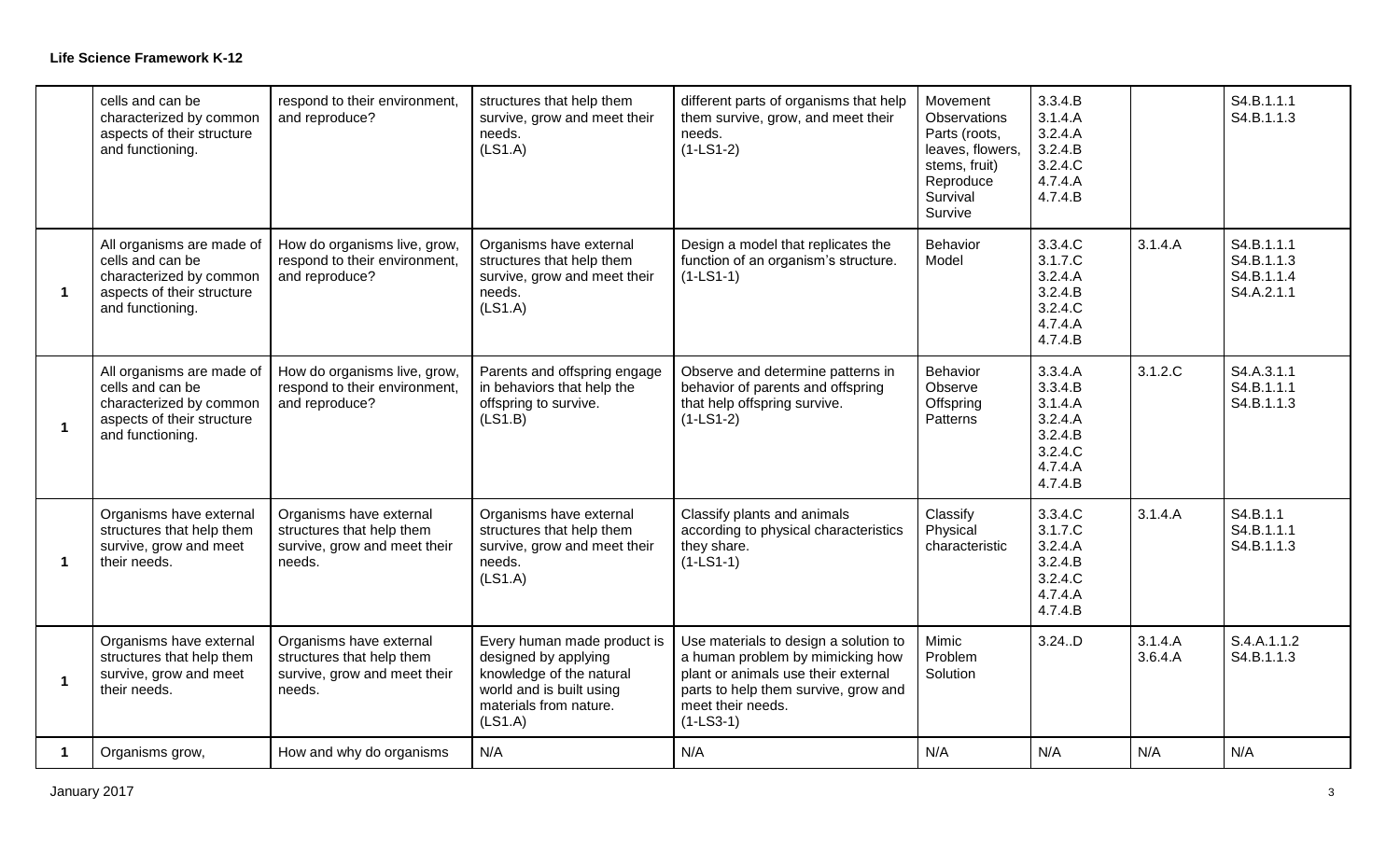**Life Science Framework K-12**

| | | | | | | | | |
|---|---|---|---|---|---|---|---|---|
| | cells and can be characterized by common aspects of their structure and functioning. | respond to their environment, and reproduce? | structures that help them survive, grow and meet their needs. (LS1.A) | different parts of organisms that help them survive, grow, and meet their needs. (1-LS1-2) | Movement Observations Parts (roots, leaves, flowers, stems, fruit) Reproduce Survival Survive | 3.3.4.B 3.1.4.A 3.2.4.A 3.2.4.B 3.2.4.C 4.7.4.A 4.7.4.B | | S4.B.1.1.1 S4.B.1.1.3 |
| 1 | All organisms are made of cells and can be characterized by common aspects of their structure and functioning. | How do organisms live, grow, respond to their environment, and reproduce? | Organisms have external structures that help them survive, grow and meet their needs. (LS1.A) | Design a model that replicates the function of an organism's structure. (1-LS1-1) | Behavior Model | 3.3.4.C 3.1.7.C 3.2.4.A 3.2.4.B 3.2.4.C 4.7.4.A 4.7.4.B | 3.1.4.A | S4.B.1.1.1 S4.B.1.1.3 S4.B.1.1.4 S4.A.2.1.1 |
| 1 | All organisms are made of cells and can be characterized by common aspects of their structure and functioning. | How do organisms live, grow, respond to their environment, and reproduce? | Parents and offspring engage in behaviors that help the offspring to survive. (LS1.B) | Observe and determine patterns in behavior of parents and offspring that help offspring survive. (1-LS1-2) | Behavior Observe Offspring Patterns | 3.3.4.A 3.3.4.B 3.1.4.A 3.2.4.A 3.2.4.B 3.2.4.C 4.7.4.A 4.7.4.B | 3.1.2.C | S4.A.3.1.1 S4.B.1.1.1 S4.B.1.1.3 |
| 1 | Organisms have external structures that help them survive, grow and meet their needs. | Organisms have external structures that help them survive, grow and meet their needs. | Organisms have external structures that help them survive, grow and meet their needs. (LS1.A) | Classify plants and animals according to physical characteristics they share. (1-LS1-1) | Classify Physical characteristic | 3.3.4.C 3.1.7.C 3.2.4.A 3.2.4.B 3.2.4.C 4.7.4.A 4.7.4.B | 3.1.4.A | S4.B.1.1 S4.B.1.1.1 S4.B.1.1.3 |
| 1 | Organisms have external structures that help them survive, grow and meet their needs. | Organisms have external structures that help them survive, grow and meet their needs. | Every human made product is designed by applying knowledge of the natural world and is built using materials from nature. (LS1.A) | Use materials to design a solution to a human problem by mimicking how plant or animals use their external parts to help them survive, grow and meet their needs. (1-LS3-1) | Mimic Problem Solution | 3.24..D | 3.1.4.A 3.6.4.A | S.4.A.1.1.2 S4.B.1.1.3 |
| 1 | Organisms grow, | How and why do organisms | N/A | N/A | N/A | N/A | N/A | N/A |

January 2017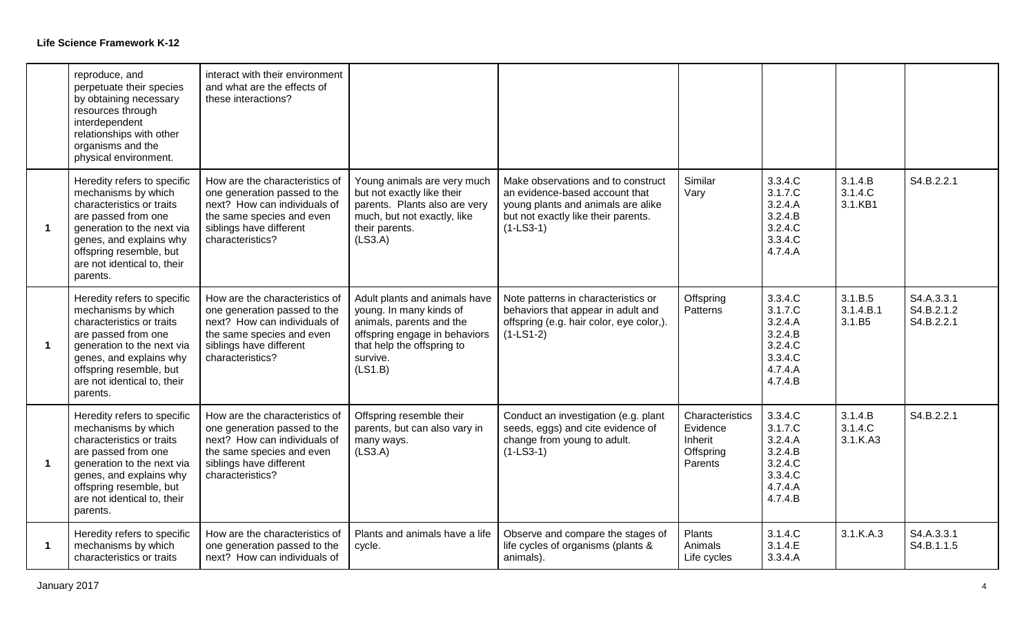**Life Science Framework K-12**

| | | | | | | | | |
|---|---|---|---|---|---|---|---|---|
| | reproduce, and perpetuate their species by obtaining necessary resources through interdependent relationships with other organisms and the physical environment. | interact with their environment and what are the effects of these interactions? | | | | | | |
| **1** | Heredity refers to specific mechanisms by which characteristics or traits are passed from one generation to the next via genes, and explains why offspring resemble, but are not identical to, their parents. | How are the characteristics of one generation passed to the next? How can individuals of the same species and even siblings have different characteristics? | Young animals are very much but not exactly like their parents. Plants also are very much, but not exactly, like their parents. (LS3.A) | Make observations and to construct an evidence-based account that young plants and animals are alike but not exactly like their parents. (1-LS3-1) | Similar Vary | 3.3.4.C 3.1.7.C 3.2.4.A 3.2.4.B 3.2.4.C 3.3.4.C 4.7.4.A | 3.1.4.B 3.1.4.C 3.1.KB1 | S4.B.2.2.1 |
| **1** | Heredity refers to specific mechanisms by which characteristics or traits are passed from one generation to the next via genes, and explains why offspring resemble, but are not identical to, their parents. | How are the characteristics of one generation passed to the next? How can individuals of the same species and even siblings have different characteristics? | Adult plants and animals have young. In many kinds of animals, parents and the offspring engage in behaviors that help the offspring to survive. (LS1.B) | Note patterns in characteristics or behaviors that appear in adult and offspring (e.g. hair color, eye color,). (1-LS1-2) | Offspring Patterns | 3.3.4.C 3.1.7.C 3.2.4.A 3.2.4.B 3.2.4.C 3.3.4.C 4.7.4.A 4.7.4.B | 3.1.B.5 3.1.4.B.1 3.1.B5 | S4.A.3.3.1 S4.B.2.1.2 S4.B.2.2.1 |
| **1** | Heredity refers to specific mechanisms by which characteristics or traits are passed from one generation to the next via genes, and explains why offspring resemble, but are not identical to, their parents. | How are the characteristics of one generation passed to the next? How can individuals of the same species and even siblings have different characteristics? | Offspring resemble their parents, but can also vary in many ways. (LS3.A) | Conduct an investigation (e.g. plant seeds, eggs) and cite evidence of change from young to adult. (1-LS3-1) | Characteristics Evidence Inherit Offspring Parents | 3.3.4.C 3.1.7.C 3.2.4.A 3.2.4.B 3.2.4.C 3.3.4.C 4.7.4.A 4.7.4.B | 3.1.4.B 3.1.4.C 3.1.K.A3 | S4.B.2.2.1 |
| **1** | Heredity refers to specific mechanisms by which characteristics or traits | How are the characteristics of one generation passed to the next? How can individuals of | Plants and animals have a life cycle. | Observe and compare the stages of life cycles of organisms (plants & animals). | Plants Animals Life cycles | 3.1.4.C 3.1.4.E 3.3.4.A | 3.1.K.A.3 | S4.A.3.3.1 S4.B.1.1.5 |

January 2017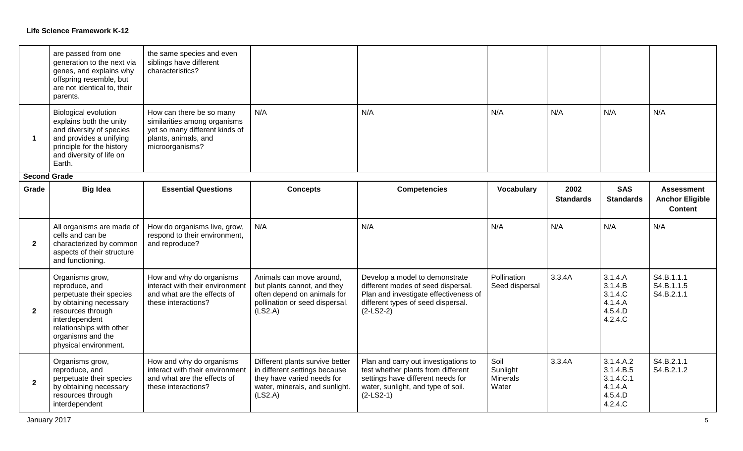| Grade | Big Idea | Essential Questions | Concepts | Competencies | Vocabulary | 2002 Standards | SAS Standards | Assessment Anchor Eligible Content |
|---|---|---|---|---|---|---|---|---|
| | are passed from one generation to the next via genes, and explains why offspring resemble, but are not identical to, their parents. | the same species and even siblings have different characteristics? | | | | | | |
| 1 | Biological evolution explains both the unity and diversity of species and provides a unifying principle for the history and diversity of life on Earth. | How can there be so many similarities among organisms yet so many different kinds of plants, animals, and microorganisms? | N/A | N/A | N/A | N/A | N/A | N/A |

**Second Grade**

| Grade | Big Idea | Essential Questions | Concepts | Competencies | Vocabulary | 2002 Standards | SAS Standards | Assessment Anchor Eligible Content |
|---|---|---|---|---|---|---|---|---|
| 2 | All organisms are made of cells and can be characterized by common aspects of their structure and functioning. | How do organisms live, grow, respond to their environment, and reproduce? | N/A | N/A | N/A | N/A | N/A | N/A |
| 2 | Organisms grow, reproduce, and perpetuate their species by obtaining necessary resources through interdependent relationships with other organisms and the physical environment. | How and why do organisms interact with their environment and what are the effects of these interactions? | Animals can move around, but plants cannot, and they often depend on animals for pollination or seed dispersal. (LS2.A) | Develop a model to demonstrate different modes of seed dispersal. Plan and investigate effectiveness of different types of seed dispersal. (2-LS2-2) | Pollination<br>Seed dispersal | 3.3.4A | 3.1.4.A<br>3.1.4.B<br>3.1.4.C<br>4.1.4.A<br>4.5.4.D<br>4.2.4.C | S4.B.1.1.1<br>S4.B.1.1.5<br>S4.B.2.1.1 |
| 2 | Organisms grow, reproduce, and perpetuate their species by obtaining necessary resources through interdependent | How and why do organisms interact with their environment and what are the effects of these interactions? | Different plants survive better in different settings because they have varied needs for water, minerals, and sunlight. (LS2.A) | Plan and carry out investigations to test whether plants from different settings have different needs for water, sunlight, and type of soil. (2-LS2-1) | Soil<br>Sunlight<br>Minerals<br>Water | 3.3.4A | 3.1.4.A.2<br>3.1.4.B.5<br>3.1.4.C.1<br>4.1.4.A<br>4.5.4.D<br>4.2.4.C | S4.B.2.1.1<br>S4.B.2.1.2 |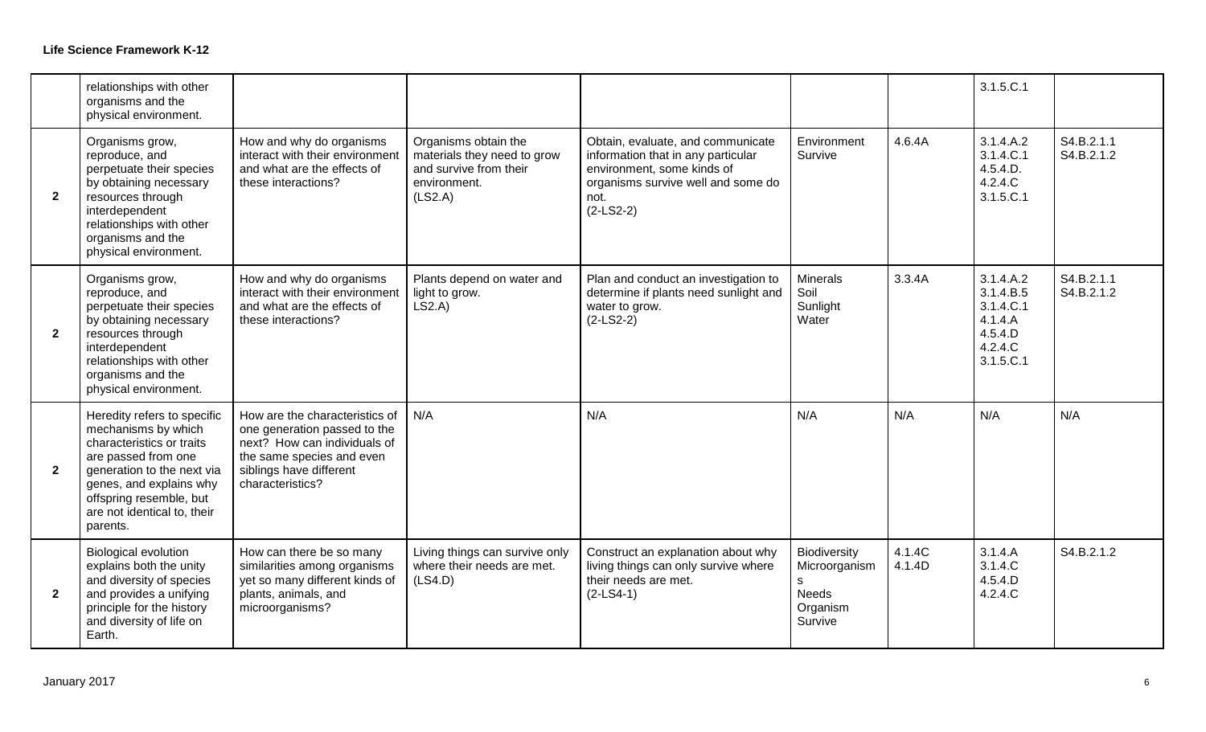**Life Science Framework K-12**

| | | | | | | | | |
|---|---|---|---|---|---|---|---|---|
| | relationships with other organisms and the physical environment. | | | | | | 3.1.5.C.1 | |
| **2** | Organisms grow, reproduce, and perpetuate their species by obtaining necessary resources through interdependent relationships with other organisms and the physical environment. | How and why do organisms interact with their environment and what are the effects of these interactions? | Organisms obtain the materials they need to grow and survive from their environment. (LS2.A) | Obtain, evaluate, and communicate information that in any particular environment, some kinds of organisms survive well and some do not. (2-LS2-2) | Environment Survive | 4.6.4A | 3.1.4.A.2 3.1.4.C.1 4.5.4.D. 4.2.4.C 3.1.5.C.1 | S4.B.2.1.1 S4.B.2.1.2 |
| **2** | Organisms grow, reproduce, and perpetuate their species by obtaining necessary resources through interdependent relationships with other organisms and the physical environment. | How and why do organisms interact with their environment and what are the effects of these interactions? | Plants depend on water and light to grow. LS2.A) | Plan and conduct an investigation to determine if plants need sunlight and water to grow. (2-LS2-2) | Minerals Soil Sunlight Water | 3.3.4A | 3.1.4.A.2 3.1.4.B.5 3.1.4.C.1 4.1.4.A 4.5.4.D 4.2.4.C 3.1.5.C.1 | S4.B.2.1.1 S4.B.2.1.2 |
| **2** | Heredity refers to specific mechanisms by which characteristics or traits are passed from one generation to the next via genes, and explains why offspring resemble, but are not identical to, their parents. | How are the characteristics of one generation passed to the next? How can individuals of the same species and even siblings have different characteristics? | N/A | N/A | N/A | N/A | N/A | N/A |
| **2** | Biological evolution explains both the unity and diversity of species and provides a unifying principle for the history and diversity of life on Earth. | How can there be so many similarities among organisms yet so many different kinds of plants, animals, and microorganisms? | Living things can survive only where their needs are met. (LS4.D) | Construct an explanation about why living things can only survive where their needs are met. (2-LS4-1) | Biodiversity Microorganisms Needs Organism Survive | 4.1.4C 4.1.4D | 3.1.4.A 3.1.4.C 4.5.4.D 4.2.4.C | S4.B.2.1.2 |

January 2017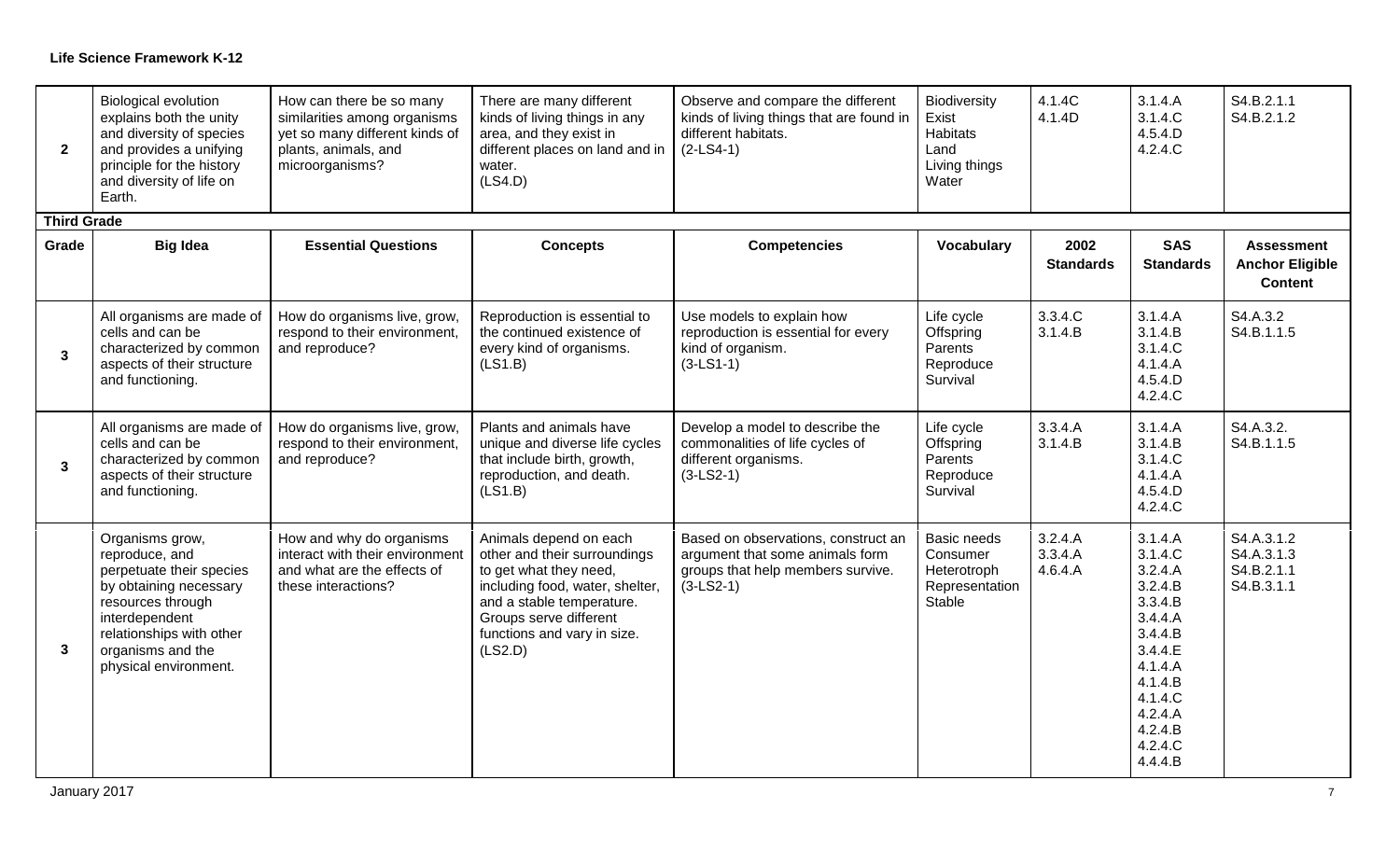**Life Science Framework K-12**

| Grade | Big Idea | Essential Questions | Concepts | Competencies | Vocabulary | 2002 Standards | SAS Standards | Assessment Anchor Eligible Content |
|---|---|---|---|---|---|---|---|---|
| 2 | Biological evolution explains both the unity and diversity of species and provides a unifying principle for the history and diversity of life on Earth. | How can there be so many similarities among organisms yet so many different kinds of plants, animals, and microorganisms? | There are many different kinds of living things in any area, and they exist in different places on land and in water. (LS4.D) | Observe and compare the different kinds of living things that are found in different habitats. (2-LS4-1) | Biodiversity<br>Exist<br>Habitats<br>Land<br>Living things<br>Water | 4.1.4C<br>4.1.4D | 3.1.4.A<br>3.1.4.C<br>4.5.4.D<br>4.2.4.C | S4.B.2.1.1<br>S4.B.2.1.2 |
| **Third Grade** | | | | | | | | |
| 3 | All organisms are made of cells and can be characterized by common aspects of their structure and functioning. | How do organisms live, grow, respond to their environment, and reproduce? | Reproduction is essential to the continued existence of every kind of organisms. (LS1.B) | Use models to explain how reproduction is essential for every kind of organism. (3-LS1-1) | Life cycle<br>Offspring<br>Parents<br>Reproduce<br>Survival | 3.3.4.C<br>3.1.4.B | 3.1.4.A<br>3.1.4.B<br>3.1.4.C<br>4.1.4.A<br>4.5.4.D<br>4.2.4.C | S4.A.3.2<br>S4.B.1.1.5 |
| 3 | All organisms are made of cells and can be characterized by common aspects of their structure and functioning. | How do organisms live, grow, respond to their environment, and reproduce? | Plants and animals have unique and diverse life cycles that include birth, growth, reproduction, and death. (LS1.B) | Develop a model to describe the commonalities of life cycles of different organisms. (3-LS2-1) | Life cycle<br>Offspring<br>Parents<br>Reproduce<br>Survival | 3.3.4.A<br>3.1.4.B | 3.1.4.A<br>3.1.4.B<br>3.1.4.C<br>4.1.4.A<br>4.5.4.D<br>4.2.4.C | S4.A.3.2.<br>S4.B.1.1.5 |
| 3 | Organisms grow, reproduce, and perpetuate their species by obtaining necessary resources through interdependent relationships with other organisms and the physical environment. | How and why do organisms interact with their environment and what are the effects of these interactions? | Animals depend on each other and their surroundings to get what they need, including food, water, shelter, and a stable temperature. Groups serve different functions and vary in size. (LS2.D) | Based on observations, construct an argument that some animals form groups that help members survive. (3-LS2-1) | Basic needs<br>Consumer<br>Heterotroph<br>Representation<br>Stable | 3.2.4.A<br>3.3.4.A<br>4.6.4.A | 3.1.4.A<br>3.1.4.C<br>3.2.4.A<br>3.2.4.B<br>3.3.4.B<br>3.4.4.A<br>3.4.4.B<br>3.4.4.E<br>4.1.4.A<br>4.1.4.B<br>4.1.4.C<br>4.2.4.A<br>4.2.4.B<br>4.2.4.C<br>4.4.4.B | S4.A.3.1.2<br>S4.A.3.1.3<br>S4.B.2.1.1<br>S4.B.3.1.1 |

January 2017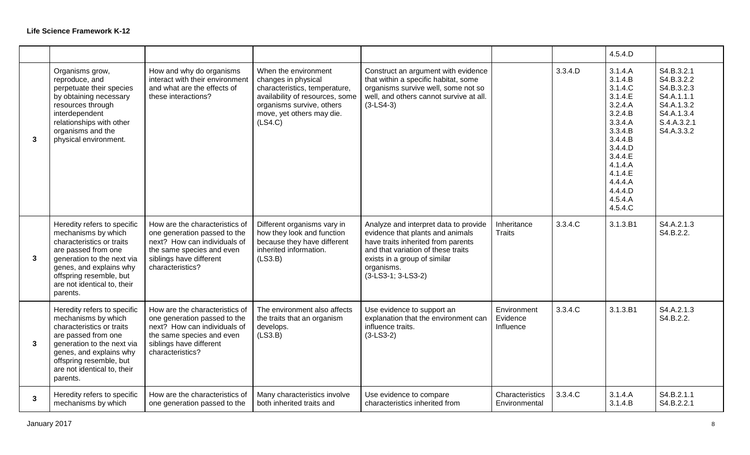**Life Science Framework K-12**

| | | | | | | | | |
|---|---|---|---|---|---|---|---|---|
| | | | | | | | 4.5.4.D | |
| 3 | Organisms grow, reproduce, and perpetuate their species by obtaining necessary resources through interdependent relationships with other organisms and the physical environment. | How and why do organisms interact with their environment and what are the effects of these interactions? | When the environment changes in physical characteristics, temperature, availability of resources, some organisms survive, others move, yet others may die. (LS4.C) | Construct an argument with evidence that within a specific habitat, some organisms survive well, some not so well, and others cannot survive at all. (3-LS4-3) | | 3.3.4.D | 3.1.4.A 3.1.4.B 3.1.4.C 3.1.4.E 3.2.4.A 3.2.4.B 3.3.4.A 3.3.4.B 3.4.4.B 3.4.4.D 3.4.4.E 4.1.4.A 4.1.4.E 4.4.4.A 4.4.4.D 4.5.4.A 4.5.4.C | S4.B.3.2.1 S4.B.3.2.2 S4.B.3.2.3 S4.A.1.1.1 S4.A.1.3.2 S4.A.1.3.4 S.4.A.3.2.1 S4.A.3.3.2 |
| 3 | Heredity refers to specific mechanisms by which characteristics or traits are passed from one generation to the next via genes, and explains why offspring resemble, but are not identical to, their parents. | How are the characteristics of one generation passed to the next? How can individuals of the same species and even siblings have different characteristics? | Different organisms vary in how they look and function because they have different inherited information. (LS3.B) | Analyze and interpret data to provide evidence that plants and animals have traits inherited from parents and that variation of these traits exists in a group of similar organisms. (3-LS3-1; 3-LS3-2) | Inheritance Traits | 3.3.4.C | 3.1.3.B1 | S4.A.2.1.3 S4.B.2.2. |
| 3 | Heredity refers to specific mechanisms by which characteristics or traits are passed from one generation to the next via genes, and explains why offspring resemble, but are not identical to, their parents. | How are the characteristics of one generation passed to the next? How can individuals of the same species and even siblings have different characteristics? | The environment also affects the traits that an organism develops. (LS3.B) | Use evidence to support an explanation that the environment can influence traits. (3-LS3-2) | Environment Evidence Influence | 3.3.4.C | 3.1.3.B1 | S4.A.2.1.3 S4.B.2.2. |
| 3 | Heredity refers to specific mechanisms by which | How are the characteristics of one generation passed to the | Many characteristics involve both inherited traits and | Use evidence to compare characteristics inherited from | Characteristics Environmental | 3.3.4.C | 3.1.4.A 3.1.4.B | S4.B.2.1.1 S4.B.2.2.1 |

January 2017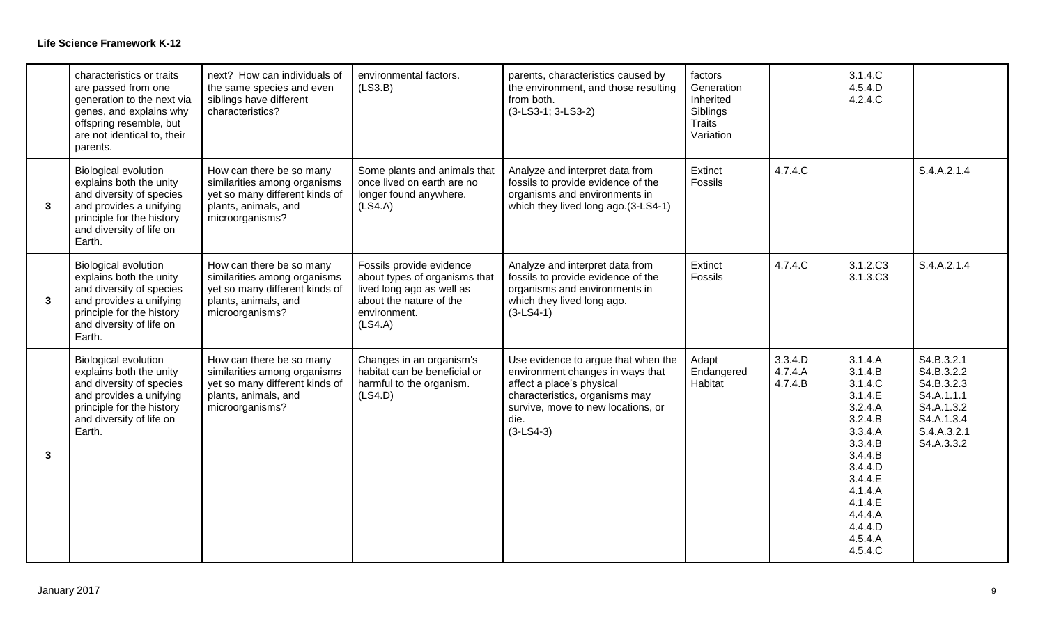**Life Science Framework K-12**

| | | | | | | | | |
|---|---|---|---|---|---|---|---|---|
| | characteristics or traits are passed from one generation to the next via genes, and explains why offspring resemble, but are not identical to, their parents. | next? How can individuals of the same species and even siblings have different characteristics? | environmental factors. (LS3.B) | parents, characteristics caused by the environment, and those resulting from both. (3-LS3-1; 3-LS3-2) | factors Generation Inherited Siblings Traits Variation | | 3.1.4.C 4.5.4.D 4.2.4.C | |
| **3** | Biological evolution explains both the unity and diversity of species and provides a unifying principle for the history and diversity of life on Earth. | How can there be so many similarities among organisms yet so many different kinds of plants, animals, and microorganisms? | Some plants and animals that once lived on earth are no longer found anywhere. (LS4.A) | Analyze and interpret data from fossils to provide evidence of the organisms and environments in which they lived long ago.(3-LS4-1) | Extinct Fossils | 4.7.4.C | | S.4.A.2.1.4 |
| **3** | Biological evolution explains both the unity and diversity of species and provides a unifying principle for the history and diversity of life on Earth. | How can there be so many similarities among organisms yet so many different kinds of plants, animals, and microorganisms? | Fossils provide evidence about types of organisms that lived long ago as well as about the nature of the environment. (LS4.A) | Analyze and interpret data from fossils to provide evidence of the organisms and environments in which they lived long ago. (3-LS4-1) | Extinct Fossils | 4.7.4.C | 3.1.2.C3 3.1.3.C3 | S.4.A.2.1.4 |
| **3** | Biological evolution explains both the unity and diversity of species and provides a unifying principle for the history and diversity of life on Earth. | How can there be so many similarities among organisms yet so many different kinds of plants, animals, and microorganisms? | Changes in an organism's habitat can be beneficial or harmful to the organism. (LS4.D) | Use evidence to argue that when the environment changes in ways that affect a place's physical characteristics, organisms may survive, move to new locations, or die. (3-LS4-3) | Adapt Endangered Habitat | 3.3.4.D 4.7.4.A 4.7.4.B | 3.1.4.A 3.1.4.B 3.1.4.C 3.1.4.E 3.2.4.A 3.2.4.B 3.3.4.A 3.3.4.B 3.4.4.B 3.4.4.D 3.4.4.E 4.1.4.A 4.1.4.E 4.4.4.A 4.4.4.D 4.5.4.A 4.5.4.C | S4.B.3.2.1 S4.B.3.2.2 S4.B.3.2.3 S4.A.1.1.1 S4.A.1.3.2 S4.A.1.3.4 S.4.A.3.2.1 S4.A.3.3.2 |

January 2017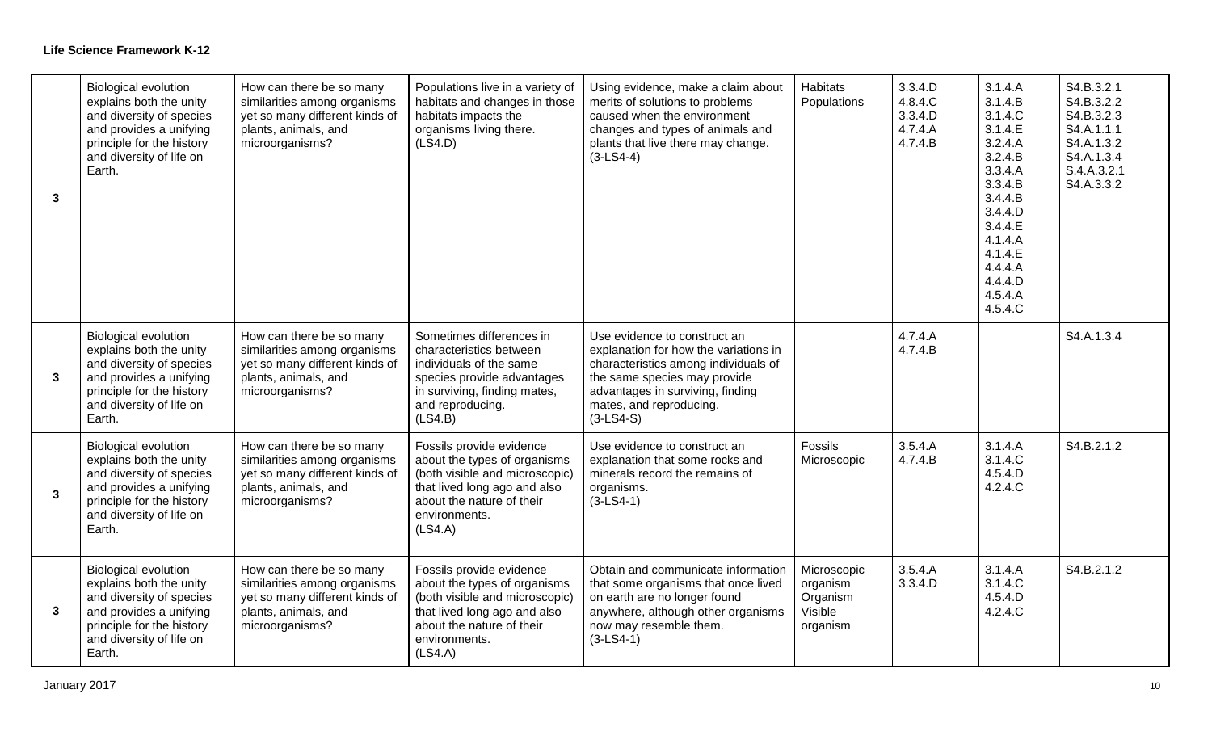**Life Science Framework K-12**

| | | | | | | | | |
|---|---|---|---|---|---|---|---|---|
| 3 | Biological evolution explains both the unity and diversity of species and provides a unifying principle for the history and diversity of life on Earth. | How can there be so many similarities among organisms yet so many different kinds of plants, animals, and microorganisms? | Populations live in a variety of habitats and changes in those habitats impacts the organisms living there. (LS4.D) | Using evidence, make a claim about merits of solutions to problems caused when the environment changes and types of animals and plants that live there may change. (3-LS4-4) | Habitats Populations | 3.3.4.D 4.8.4.C 3.3.4.D 4.7.4.A 4.7.4.B | 3.1.4.A 3.1.4.B 3.1.4.C 3.1.4.E 3.2.4.A 3.2.4.B 3.3.4.A 3.3.4.B 3.4.4.B 3.4.4.D 3.4.4.E 4.1.4.A 4.1.4.E 4.4.4.A 4.4.4.D 4.5.4.A 4.5.4.C | S4.B.3.2.1 S4.B.3.2.2 S4.B.3.2.3 S4.A.1.1.1 S4.A.1.3.2 S4.A.1.3.4 S.4.A.3.2.1 S4.A.3.3.2 |
| 3 | Biological evolution explains both the unity and diversity of species and provides a unifying principle for the history and diversity of life on Earth. | How can there be so many similarities among organisms yet so many different kinds of plants, animals, and microorganisms? | Sometimes differences in characteristics between individuals of the same species provide advantages in surviving, finding mates, and reproducing. (LS4.B) | Use evidence to construct an explanation for how the variations in characteristics among individuals of the same species may provide advantages in surviving, finding mates, and reproducing. (3-LS4-S) | | 4.7.4.A 4.7.4.B | | S4.A.1.3.4 |
| 3 | Biological evolution explains both the unity and diversity of species and provides a unifying principle for the history and diversity of life on Earth. | How can there be so many similarities among organisms yet so many different kinds of plants, animals, and microorganisms? | Fossils provide evidence about the types of organisms (both visible and microscopic) that lived long ago and also about the nature of their environments. (LS4.A) | Use evidence to construct an explanation that some rocks and minerals record the remains of organisms. (3-LS4-1) | Fossils Microscopic | 3.5.4.A 4.7.4.B | 3.1.4.A 3.1.4.C 4.5.4.D 4.2.4.C | S4.B.2.1.2 |
| 3 | Biological evolution explains both the unity and diversity of species and provides a unifying principle for the history and diversity of life on Earth. | How can there be so many similarities among organisms yet so many different kinds of plants, animals, and microorganisms? | Fossils provide evidence about the types of organisms (both visible and microscopic) that lived long ago and also about the nature of their environments. (LS4.A) | Obtain and communicate information that some organisms that once lived on earth are no longer found anywhere, although other organisms now may resemble them. (3-LS4-1) | Microscopic organism Organism Visible organism | 3.5.4.A 3.3.4.D | 3.1.4.A 3.1.4.C 4.5.4.D 4.2.4.C | S4.B.2.1.2 |

January 2017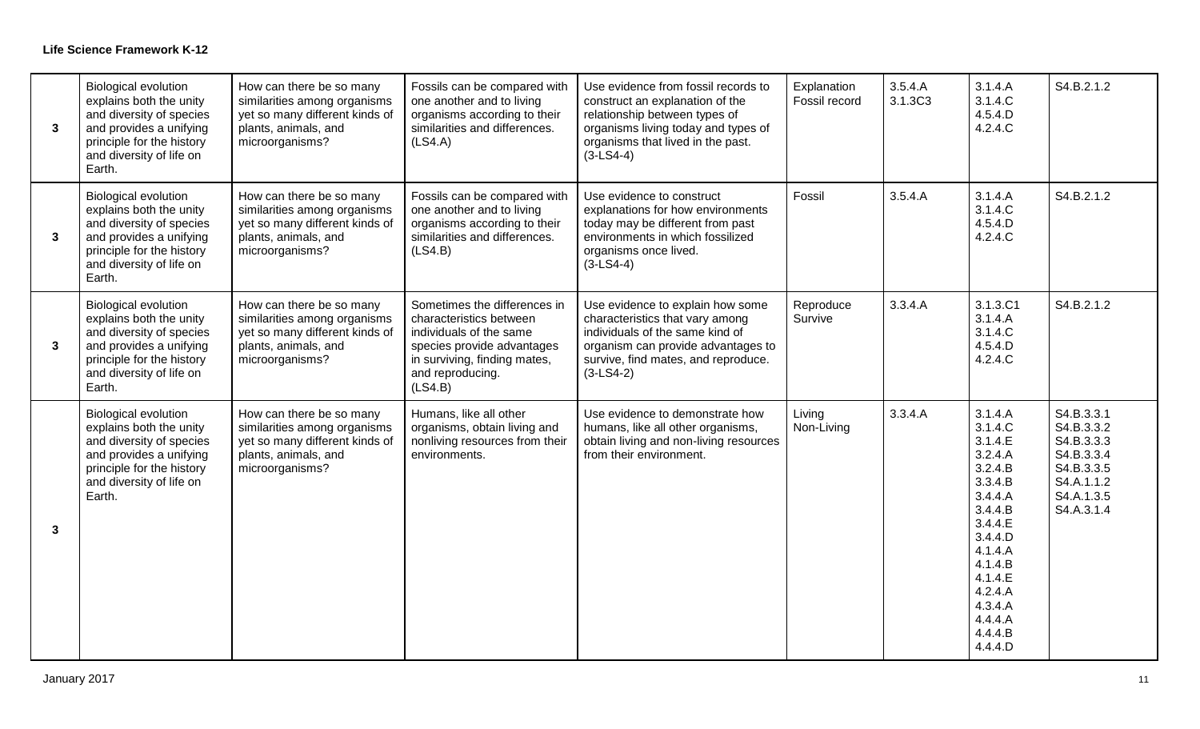**Life Science Framework K-12**

| | | | | | | | | |
|---|---|---|---|---|---|---|---|---|
| 3 | Biological evolution explains both the unity and diversity of species and provides a unifying principle for the history and diversity of life on Earth. | How can there be so many similarities among organisms yet so many different kinds of plants, animals, and microorganisms? | Fossils can be compared with one another and to living organisms according to their similarities and differences. (LS4.A) | Use evidence from fossil records to construct an explanation of the relationship between types of organisms living today and types of organisms that lived in the past. (3-LS4-4) | Explanation Fossil record | 3.5.4.A 3.1.3C3 | 3.1.4.A 3.1.4.C 4.5.4.D 4.2.4.C | S4.B.2.1.2 |
| 3 | Biological evolution explains both the unity and diversity of species and provides a unifying principle for the history and diversity of life on Earth. | How can there be so many similarities among organisms yet so many different kinds of plants, animals, and microorganisms? | Fossils can be compared with one another and to living organisms according to their similarities and differences. (LS4.B) | Use evidence to construct explanations for how environments today may be different from past environments in which fossilized organisms once lived. (3-LS4-4) | Fossil | 3.5.4.A | 3.1.4.A 3.1.4.C 4.5.4.D 4.2.4.C | S4.B.2.1.2 |
| 3 | Biological evolution explains both the unity and diversity of species and provides a unifying principle for the history and diversity of life on Earth. | How can there be so many similarities among organisms yet so many different kinds of plants, animals, and microorganisms? | Sometimes the differences in characteristics between individuals of the same species provide advantages in surviving, finding mates, and reproducing. (LS4.B) | Use evidence to explain how some characteristics that vary among individuals of the same kind of organism can provide advantages to survive, find mates, and reproduce. (3-LS4-2) | Reproduce Survive | 3.3.4.A | 3.1.3.C1 3.1.4.A 3.1.4.C 4.5.4.D 4.2.4.C | S4.B.2.1.2 |
| 3 | Biological evolution explains both the unity and diversity of species and provides a unifying principle for the history and diversity of life on Earth. | How can there be so many similarities among organisms yet so many different kinds of plants, animals, and microorganisms? | Humans, like all other organisms, obtain living and nonliving resources from their environments. | Use evidence to demonstrate how humans, like all other organisms, obtain living and non-living resources from their environment. | Living Non-Living | 3.3.4.A | 3.1.4.A 3.1.4.C 3.1.4.E 3.2.4.A 3.2.4.B 3.3.4.B 3.4.4.A 3.4.4.B 3.4.4.E 3.4.4.D 4.1.4.A 4.1.4.B 4.1.4.E 4.2.4.A 4.3.4.A 4.4.4.A 4.4.4.B 4.4.4.D | S4.B.3.3.1 S4.B.3.3.2 S4.B.3.3.3 S4.B.3.3.4 S4.B.3.3.5 S4.A.1.1.2 S4.A.1.3.5 S4.A.3.1.4 |

January 2017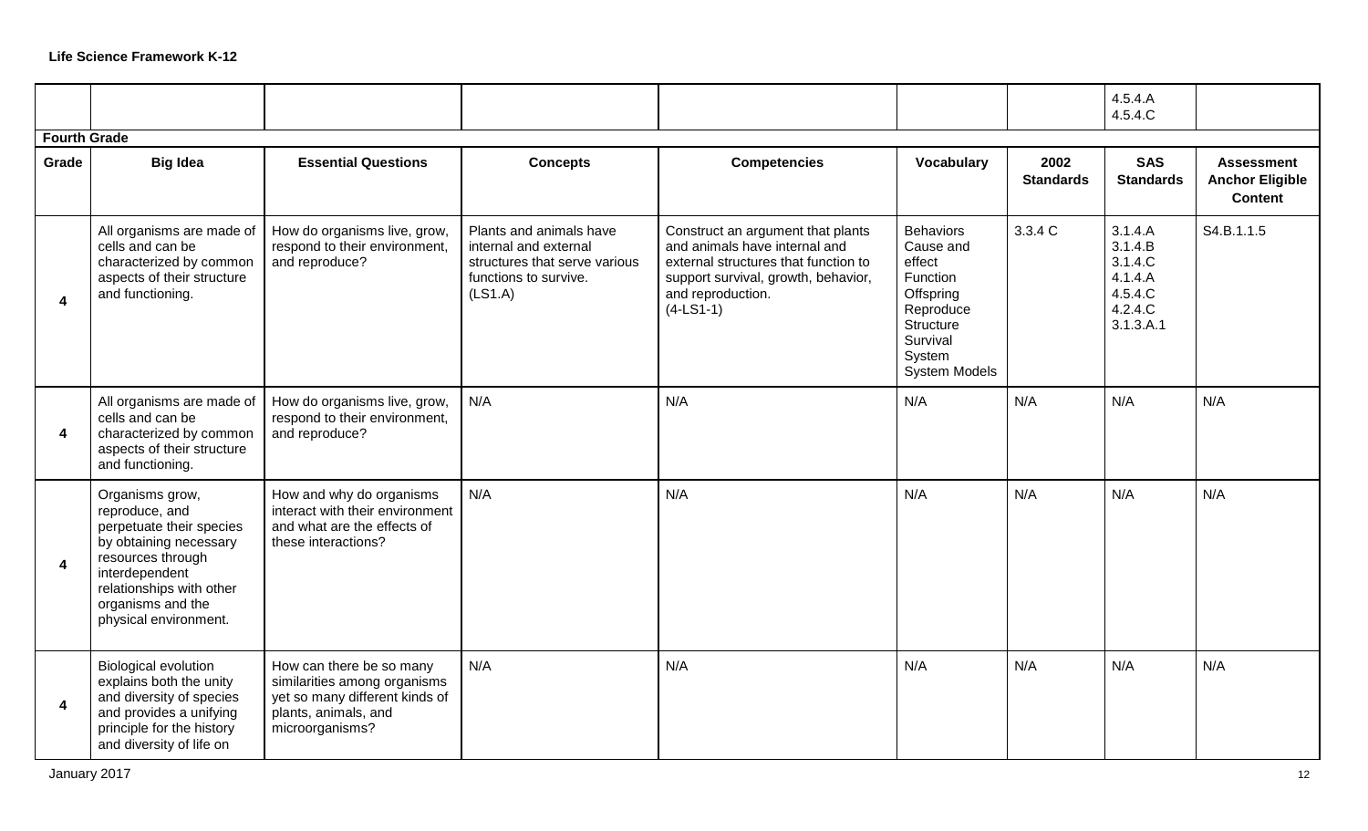**Life Science Framework K-12**

| | | | | | | | | |
|---|---|---|---|---|---|---|---|---|
| | | | | | | | 4.5.4.A<br>4.5.4.C | |

**Fourth Grade**

| Grade | Big Idea | Essential Questions | Concepts | Competencies | Vocabulary | 2002 Standards | SAS Standards | Assessment Anchor Eligible Content |
|---|---|---|---|---|---|---|---|---|
| 4 | All organisms are made of cells and can be characterized by common aspects of their structure and functioning. | How do organisms live, grow, respond to their environment, and reproduce? | Plants and animals have internal and external structures that serve various functions to survive. (LS1.A) | Construct an argument that plants and animals have internal and external structures that function to support survival, growth, behavior, and reproduction. (4-LS1-1) | Behaviors<br>Cause and effect<br>Function<br>Offspring<br>Reproduce<br>Structure<br>Survival<br>System<br>System Models | 3.3.4 C | 3.1.4.A<br>3.1.4.B<br>3.1.4.C<br>4.1.4.A<br>4.5.4.C<br>4.2.4.C<br>3.1.3.A.1 | S4.B.1.1.5 |
| 4 | All organisms are made of cells and can be characterized by common aspects of their structure and functioning. | How do organisms live, grow, respond to their environment, and reproduce? | N/A | N/A | N/A | N/A | N/A | N/A |
| 4 | Organisms grow, reproduce, and perpetuate their species by obtaining necessary resources through interdependent relationships with other organisms and the physical environment. | How and why do organisms interact with their environment and what are the effects of these interactions? | N/A | N/A | N/A | N/A | N/A | N/A |
| 4 | Biological evolution explains both the unity and diversity of species and provides a unifying principle for the history and diversity of life on | How can there be so many similarities among organisms yet so many different kinds of plants, animals, and microorganisms? | N/A | N/A | N/A | N/A | N/A | N/A |

January 2017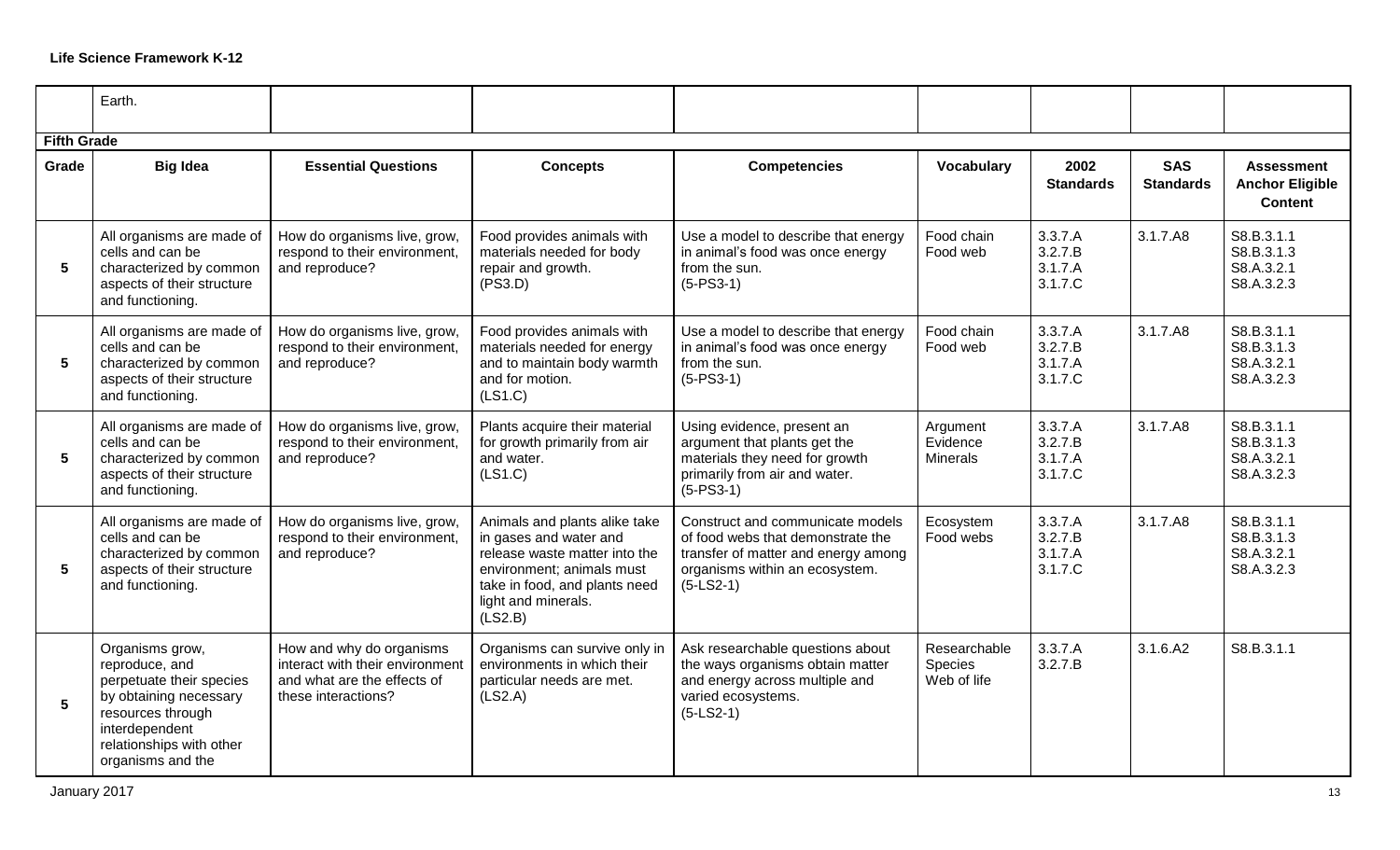| | Earth. | | | | | | | |
|---|---|---|---|---|---|---|---|---|
| **Fifth Grade** | | | | | | | | |
| **Grade** | **Big Idea** | **Essential Questions** | **Concepts** | **Competencies** | **Vocabulary** | **2002 Standards** | **SAS Standards** | **Assessment Anchor Eligible Content** |
| **5** | All organisms are made of cells and can be characterized by common aspects of their structure and functioning. | How do organisms live, grow, respond to their environment, and reproduce? | Food provides animals with materials needed for body repair and growth. (PS3.D) | Use a model to describe that energy in animal's food was once energy from the sun. (5-PS3-1) | Food chain Food web | 3.3.7.A 3.2.7.B 3.1.7.A 3.1.7.C | 3.1.7.A8 | S8.B.3.1.1 S8.B.3.1.3 S8.A.3.2.1 S8.A.3.2.3 |
| **5** | All organisms are made of cells and can be characterized by common aspects of their structure and functioning. | How do organisms live, grow, respond to their environment, and reproduce? | Food provides animals with materials needed for energy and to maintain body warmth and for motion. (LS1.C) | Use a model to describe that energy in animal's food was once energy from the sun. (5-PS3-1) | Food chain Food web | 3.3.7.A 3.2.7.B 3.1.7.A 3.1.7.C | 3.1.7.A8 | S8.B.3.1.1 S8.B.3.1.3 S8.A.3.2.1 S8.A.3.2.3 |
| **5** | All organisms are made of cells and can be characterized by common aspects of their structure and functioning. | How do organisms live, grow, respond to their environment, and reproduce? | Plants acquire their material for growth primarily from air and water. (LS1.C) | Using evidence, present an argument that plants get the materials they need for growth primarily from air and water. (5-PS3-1) | Argument Evidence Minerals | 3.3.7.A 3.2.7.B 3.1.7.A 3.1.7.C | 3.1.7.A8 | S8.B.3.1.1 S8.B.3.1.3 S8.A.3.2.1 S8.A.3.2.3 |
| **5** | All organisms are made of cells and can be characterized by common aspects of their structure and functioning. | How do organisms live, grow, respond to their environment, and reproduce? | Animals and plants alike take in gases and water and release waste matter into the environment; animals must take in food, and plants need light and minerals. (LS2.B) | Construct and communicate models of food webs that demonstrate the transfer of matter and energy among organisms within an ecosystem. (5-LS2-1) | Ecosystem Food webs | 3.3.7.A 3.2.7.B 3.1.7.A 3.1.7.C | 3.1.7.A8 | S8.B.3.1.1 S8.B.3.1.3 S8.A.3.2.1 S8.A.3.2.3 |
| **5** | Organisms grow, reproduce, and perpetuate their species by obtaining necessary resources through interdependent relationships with other organisms and the | How and why do organisms interact with their environment and what are the effects of these interactions? | Organisms can survive only in environments in which their particular needs are met. (LS2.A) | Ask researchable questions about the ways organisms obtain matter and energy across multiple and varied ecosystems. (5-LS2-1) | Researchable Species Web of life | 3.3.7.A 3.2.7.B | 3.1.6.A2 | S8.B.3.1.1 |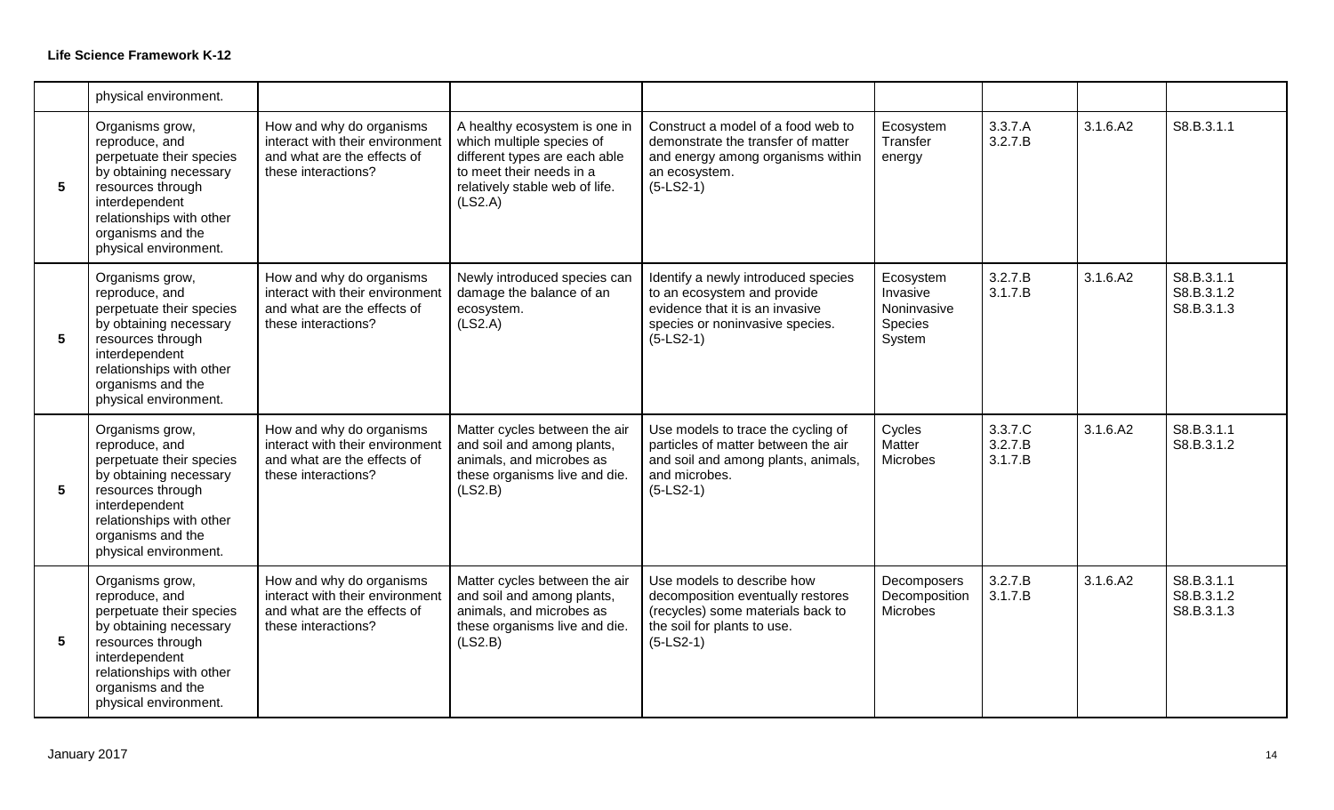| | | | | | | | | |
|---|---|---|---|---|---|---|---|---|
| | physical environment. | | | | | | | |
| **5** | Organisms grow, reproduce, and perpetuate their species by obtaining necessary resources through interdependent relationships with other organisms and the physical environment. | How and why do organisms interact with their environment and what are the effects of these interactions? | A healthy ecosystem is one in which multiple species of different types are each able to meet their needs in a relatively stable web of life. (LS2.A) | Construct a model of a food web to demonstrate the transfer of matter and energy among organisms within an ecosystem. (5-LS2-1) | Ecosystem<br>Transfer<br>energy | 3.3.7.A<br>3.2.7.B | 3.1.6.A2 | S8.B.3.1.1 |
| **5** | Organisms grow, reproduce, and perpetuate their species by obtaining necessary resources through interdependent relationships with other organisms and the physical environment. | How and why do organisms interact with their environment and what are the effects of these interactions? | Newly introduced species can damage the balance of an ecosystem. (LS2.A) | Identify a newly introduced species to an ecosystem and provide evidence that it is an invasive species or noninvasive species. (5-LS2-1) | Ecosystem<br>Invasive<br>Noninvasive<br>Species<br>System | 3.2.7.B<br>3.1.7.B | 3.1.6.A2 | S8.B.3.1.1<br>S8.B.3.1.2<br>S8.B.3.1.3 |
| **5** | Organisms grow, reproduce, and perpetuate their species by obtaining necessary resources through interdependent relationships with other organisms and the physical environment. | How and why do organisms interact with their environment and what are the effects of these interactions? | Matter cycles between the air and soil and among plants, animals, and microbes as these organisms live and die. (LS2.B) | Use models to trace the cycling of particles of matter between the air and soil and among plants, animals, and microbes. (5-LS2-1) | Cycles<br>Matter<br>Microbes | 3.3.7.C<br>3.2.7.B<br>3.1.7.B | 3.1.6.A2 | S8.B.3.1.1<br>S8.B.3.1.2 |
| **5** | Organisms grow, reproduce, and perpetuate their species by obtaining necessary resources through interdependent relationships with other organisms and the physical environment. | How and why do organisms interact with their environment and what are the effects of these interactions? | Matter cycles between the air and soil and among plants, animals, and microbes as these organisms live and die. (LS2.B) | Use models to describe how decomposition eventually restores (recycles) some materials back to the soil for plants to use. (5-LS2-1) | Decomposers<br>Decomposition<br>Microbes | 3.2.7.B<br>3.1.7.B | 3.1.6.A2 | S8.B.3.1.1<br>S8.B.3.1.2<br>S8.B.3.1.3 |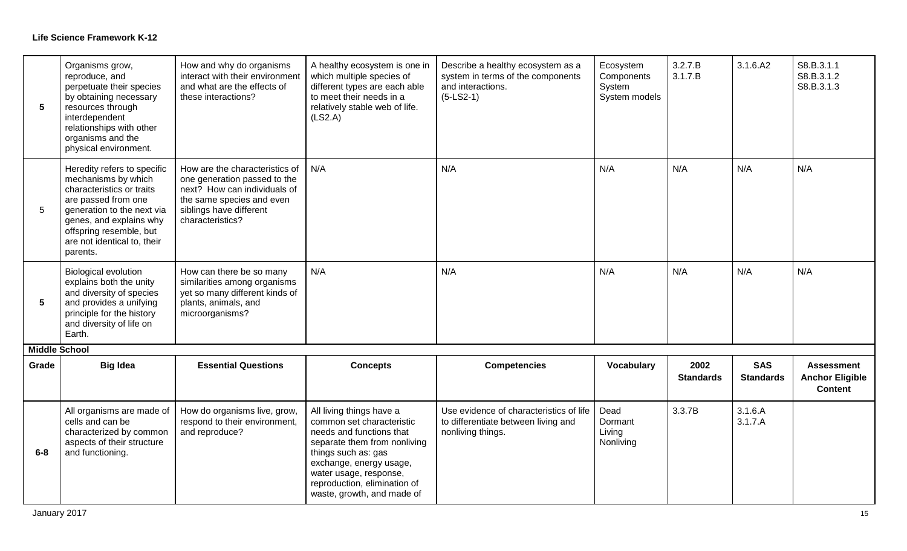**Life Science Framework K-12**

| Grade | Big Idea | Essential Questions | Concepts | Competencies | Vocabulary | 2002 Standards | SAS Standards | Assessment Anchor Eligible Content |
|---|---|---|---|---|---|---|---|---|
| **5** | Organisms grow, reproduce, and perpetuate their species by obtaining necessary resources through interdependent relationships with other organisms and the physical environment. | How and why do organisms interact with their environment and what are the effects of these interactions? | A healthy ecosystem is one in which multiple species of different types are each able to meet their needs in a relatively stable web of life. (LS2.A) | Describe a healthy ecosystem as a system in terms of the components and interactions. (5-LS2-1) | Ecosystem Components System System models | 3.2.7.B 3.1.7.B | 3.1.6.A2 | S8.B.3.1.1 S8.B.3.1.2 S8.B.3.1.3 |
| 5 | Heredity refers to specific mechanisms by which characteristics or traits are passed from one generation to the next via genes, and explains why offspring resemble, but are not identical to, their parents. | How are the characteristics of one generation passed to the next? How can individuals of the same species and even siblings have different characteristics? | N/A | N/A | N/A | N/A | N/A | N/A |
| **5** | Biological evolution explains both the unity and diversity of species and provides a unifying principle for the history and diversity of life on Earth. | How can there be so many similarities among organisms yet so many different kinds of plants, animals, and microorganisms? | N/A | N/A | N/A | N/A | N/A | N/A |
| **Middle School** | | | | | | | | |
| **Grade** | **Big Idea** | **Essential Questions** | **Concepts** | **Competencies** | **Vocabulary** | **2002 Standards** | **SAS Standards** | **Assessment Anchor Eligible Content** |
| **6-8** | All organisms are made of cells and can be characterized by common aspects of their structure and functioning. | How do organisms live, grow, respond to their environment, and reproduce? | All living things have a common set characteristic needs and functions that separate them from nonliving things such as: gas exchange, energy usage, water usage, response, reproduction, elimination of waste, growth, and made of | Use evidence of characteristics of life to differentiate between living and nonliving things. | Dead Dormant Living Nonliving | 3.3.7B | 3.1.6.A 3.1.7.A | |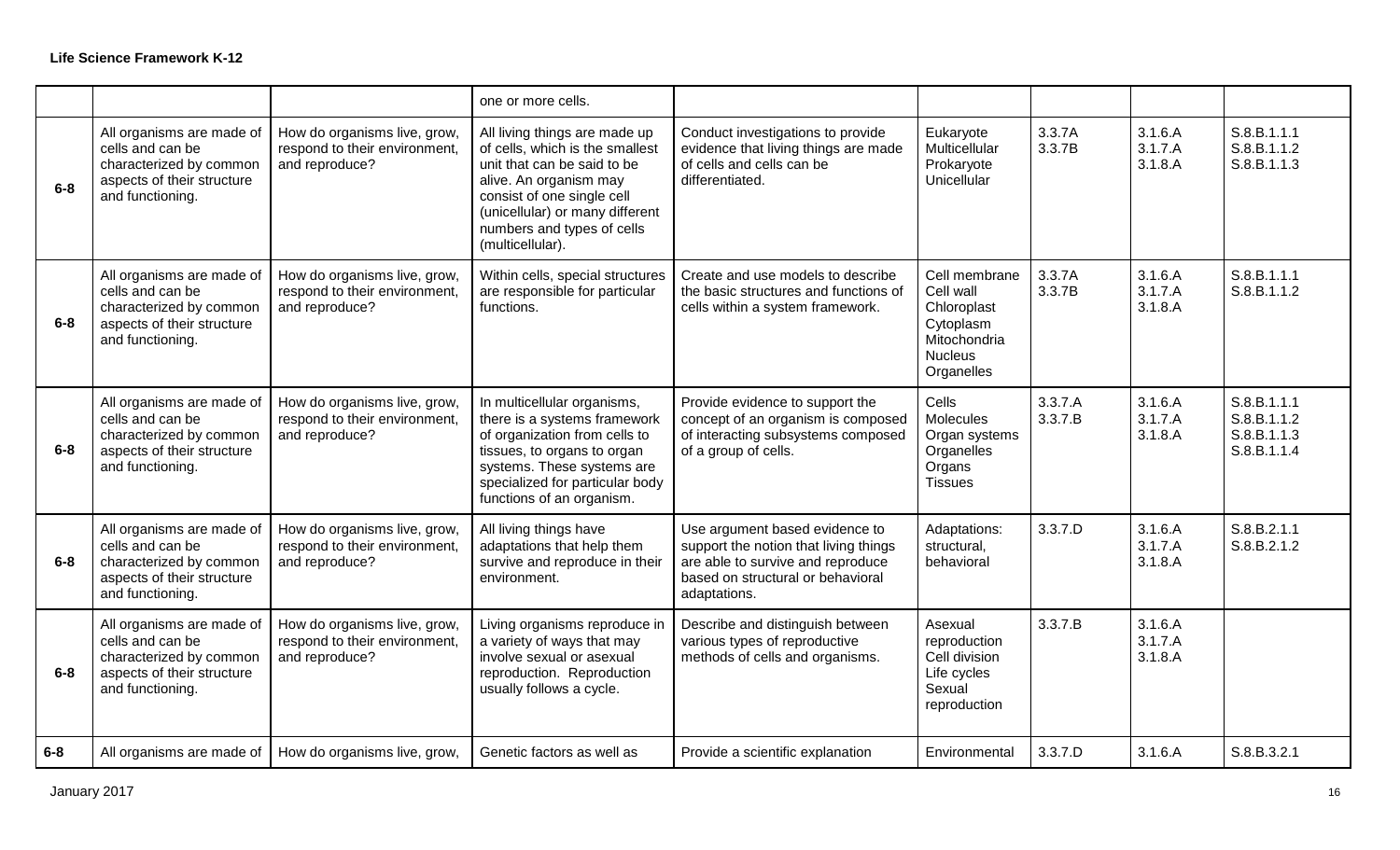**Life Science Framework K-12**

| | | | | | | | | |
|---|---|---|---|---|---|---|---|---|
| | | | one or more cells. | | | | | |
| 6-8 | All organisms are made of cells and can be characterized by common aspects of their structure and functioning. | How do organisms live, grow, respond to their environment, and reproduce? | All living things are made up of cells, which is the smallest unit that can be said to be alive. An organism may consist of one single cell (unicellular) or many different numbers and types of cells (multicellular). | Conduct investigations to provide evidence that living things are made of cells and cells can be differentiated. | Eukaryote<br>Multicellular<br>Prokaryote<br>Unicellular | 3.3.7A<br>3.3.7B | 3.1.6.A<br>3.1.7.A<br>3.1.8.A | S.8.B.1.1.1<br>S.8.B.1.1.2<br>S.8.B.1.1.3 |
| 6-8 | All organisms are made of cells and can be characterized by common aspects of their structure and functioning. | How do organisms live, grow, respond to their environment, and reproduce? | Within cells, special structures are responsible for particular functions. | Create and use models to describe the basic structures and functions of cells within a system framework. | Cell membrane<br>Cell wall<br>Chloroplast<br>Cytoplasm<br>Mitochondria<br>Nucleus<br>Organelles | 3.3.7A<br>3.3.7B | 3.1.6.A<br>3.1.7.A<br>3.1.8.A | S.8.B.1.1.1<br>S.8.B.1.1.2 |
| 6-8 | All organisms are made of cells and can be characterized by common aspects of their structure and functioning. | How do organisms live, grow, respond to their environment, and reproduce? | In multicellular organisms, there is a systems framework of organization from cells to tissues, to organs to organ systems. These systems are specialized for particular body functions of an organism. | Provide evidence to support the concept of an organism is composed of interacting subsystems composed of a group of cells. | Cells<br>Molecules<br>Organ systems<br>Organelles<br>Organs<br>Tissues | 3.3.7.A<br>3.3.7.B | 3.1.6.A<br>3.1.7.A<br>3.1.8.A | S.8.B.1.1.1<br>S.8.B.1.1.2<br>S.8.B.1.1.3<br>S.8.B.1.1.4 |
| 6-8 | All organisms are made of cells and can be characterized by common aspects of their structure and functioning. | How do organisms live, grow, respond to their environment, and reproduce? | All living things have adaptations that help them survive and reproduce in their environment. | Use argument based evidence to support the notion that living things are able to survive and reproduce based on structural or behavioral adaptations. | Adaptations: structural, behavioral | 3.3.7.D | 3.1.6.A<br>3.1.7.A<br>3.1.8.A | S.8.B.2.1.1<br>S.8.B.2.1.2 |
| 6-8 | All organisms are made of cells and can be characterized by common aspects of their structure and functioning. | How do organisms live, grow, respond to their environment, and reproduce? | Living organisms reproduce in a variety of ways that may involve sexual or asexual reproduction. Reproduction usually follows a cycle. | Describe and distinguish between various types of reproductive methods of cells and organisms. | Asexual reproduction<br>Cell division<br>Life cycles<br>Sexual reproduction | 3.3.7.B | 3.1.6.A<br>3.1.7.A<br>3.1.8.A | |
| 6-8 | All organisms are made of | How do organisms live, grow, | Genetic factors as well as | Provide a scientific explanation | Environmental | 3.3.7.D | 3.1.6.A | S.8.B.3.2.1 |

January 2017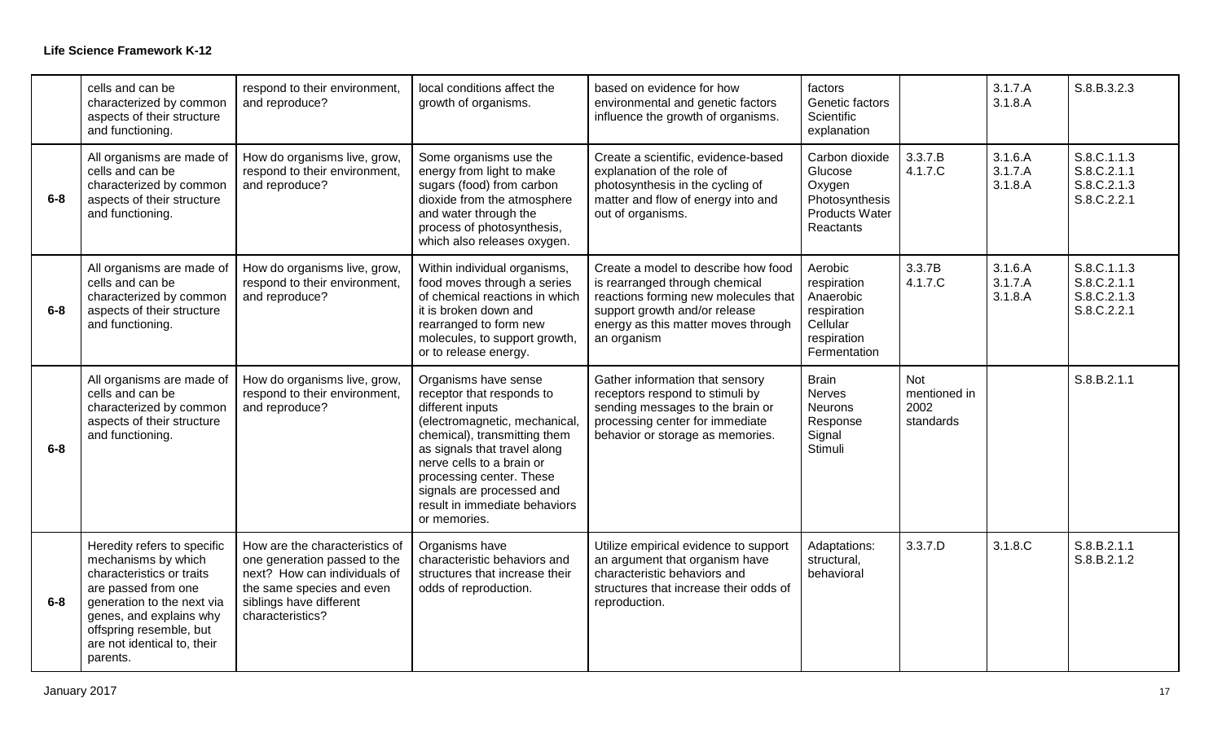| | | | | | | | | |
|---|---|---|---|---|---|---|---|---|
| | cells and can be characterized by common aspects of their structure and functioning. | respond to their environment, and reproduce? | local conditions affect the growth of organisms. | based on evidence for how environmental and genetic factors influence the growth of organisms. | factors Genetic factors Scientific explanation | | 3.1.7.A 3.1.8.A | S.8.B.3.2.3 |
| 6-8 | All organisms are made of cells and can be characterized by common aspects of their structure and functioning. | How do organisms live, grow, respond to their environment, and reproduce? | Some organisms use the energy from light to make sugars (food) from carbon dioxide from the atmosphere and water through the process of photosynthesis, which also releases oxygen. | Create a scientific, evidence-based explanation of the role of photosynthesis in the cycling of matter and flow of energy into and out of organisms. | Carbon dioxide Glucose Oxygen Photosynthesis Products Water Reactants | 3.3.7.B 4.1.7.C | 3.1.6.A 3.1.7.A 3.1.8.A | S.8.C.1.1.3 S.8.C.2.1.1 S.8.C.2.1.3 S.8.C.2.2.1 |
| 6-8 | All organisms are made of cells and can be characterized by common aspects of their structure and functioning. | How do organisms live, grow, respond to their environment, and reproduce? | Within individual organisms, food moves through a series of chemical reactions in which it is broken down and rearranged to form new molecules, to support growth, or to release energy. | Create a model to describe how food is rearranged through chemical reactions forming new molecules that support growth and/or release energy as this matter moves through an organism | Aerobic respiration Anaerobic respiration Cellular respiration Fermentation | 3.3.7B 4.1.7.C | 3.1.6.A 3.1.7.A 3.1.8.A | S.8.C.1.1.3 S.8.C.2.1.1 S.8.C.2.1.3 S.8.C.2.2.1 |
| 6-8 | All organisms are made of cells and can be characterized by common aspects of their structure and functioning. | How do organisms live, grow, respond to their environment, and reproduce? | Organisms have sense receptor that responds to different inputs (electromagnetic, mechanical, chemical), transmitting them as signals that travel along nerve cells to a brain or processing center. These signals are processed and result in immediate behaviors or memories. | Gather information that sensory receptors respond to stimuli by sending messages to the brain or processing center for immediate behavior or storage as memories. | Brain Nerves Neurons Response Signal Stimuli | Not mentioned in 2002 standards | | S.8.B.2.1.1 |
| 6-8 | Heredity refers to specific mechanisms by which characteristics or traits are passed from one generation to the next via genes, and explains why offspring resemble, but are not identical to, their parents. | How are the characteristics of one generation passed to the next? How can individuals of the same species and even siblings have different characteristics? | Organisms have characteristic behaviors and structures that increase their odds of reproduction. | Utilize empirical evidence to support an argument that organism have characteristic behaviors and structures that increase their odds of reproduction. | Adaptations: structural, behavioral | 3.3.7.D | 3.1.8.C | S.8.B.2.1.1 S.8.B.2.1.2 |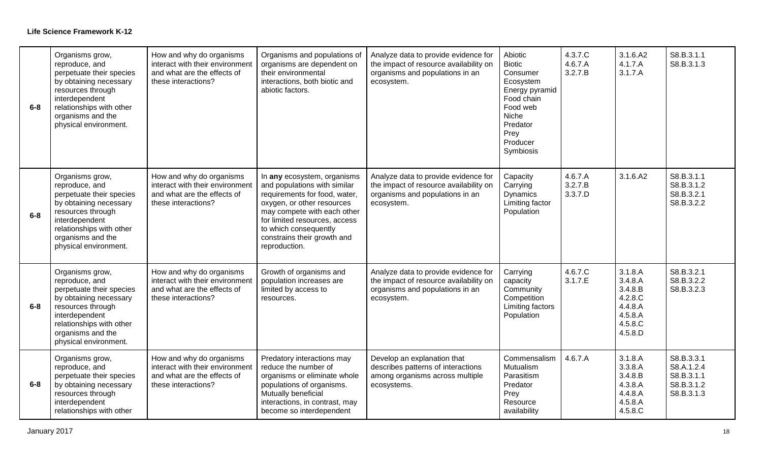**Life Science Framework K-12**

| | | | | | | | | |
|---|---|---|---|---|---|---|---|---|
| **6-8** | Organisms grow, reproduce, and perpetuate their species by obtaining necessary resources through interdependent relationships with other organisms and the physical environment. | How and why do organisms interact with their environment and what are the effects of these interactions? | Organisms and populations of organisms are dependent on their environmental interactions, both biotic and abiotic factors. | Analyze data to provide evidence for the impact of resource availability on organisms and populations in an ecosystem. | Abiotic<br>Biotic<br>Consumer<br>Ecosystem<br>Energy pyramid<br>Food chain<br>Food web<br>Niche<br>Predator<br>Prey<br>Producer<br>Symbiosis | 4.3.7.C<br>4.6.7.A<br>3.2.7.B | 3.1.6.A2<br>4.1.7.A<br>3.1.7.A | S8.B.3.1.1<br>S8.B.3.1.3 |
| **6-8** | Organisms grow, reproduce, and perpetuate their species by obtaining necessary resources through interdependent relationships with other organisms and the physical environment. | How and why do organisms interact with their environment and what are the effects of these interactions? | In **any** ecosystem, organisms and populations with similar requirements for food, water, oxygen, or other resources may compete with each other for limited resources, access to which consequently constrains their growth and reproduction. | Analyze data to provide evidence for the impact of resource availability on organisms and populations in an ecosystem. | Capacity<br>Carrying<br>Dynamics<br>Limiting factor<br>Population | 4.6.7.A<br>3.2.7.B<br>3.3.7.D | 3.1.6.A2 | S8.B.3.1.1<br>S8.B.3.1.2<br>S8.B.3.2.1<br>S8.B.3.2.2 |
| **6-8** | Organisms grow, reproduce, and perpetuate their species by obtaining necessary resources through interdependent relationships with other organisms and the physical environment. | How and why do organisms interact with their environment and what are the effects of these interactions? | Growth of organisms and population increases are limited by access to resources. | Analyze data to provide evidence for the impact of resource availability on organisms and populations in an ecosystem. | Carrying capacity<br>Community<br>Competition<br>Limiting factors<br>Population | 4.6.7.C<br>3.1.7.E | 3.1.8.A<br>3.4.8.A<br>3.4.8.B<br>4.2.8.C<br>4.4.8.A<br>4.5.8.A<br>4.5.8.C<br>4.5.8.D | S8.B.3.2.1<br>S8.B.3.2.2<br>S8.B.3.2.3 |
| **6-8** | Organisms grow, reproduce, and perpetuate their species by obtaining necessary resources through interdependent relationships with other | How and why do organisms interact with their environment and what are the effects of these interactions? | Predatory interactions may reduce the number of organisms or eliminate whole populations of organisms. Mutually beneficial interactions, in contrast, may become so interdependent | Develop an explanation that describes patterns of interactions among organisms across multiple ecosystems. | Commensalism<br>Mutualism<br>Parasitism<br>Predator<br>Prey<br>Resource availability | 4.6.7.A | 3.1.8.A<br>3.3.8.A<br>3.4.8.B<br>4.3.8.A<br>4.4.8.A<br>4.5.8.A<br>4.5.8.C | S8.B.3.3.1<br>S8.A.1.2.4<br>S8.B.3.1.1<br>S8.B.3.1.2<br>S8.B.3.1.3 |

January 2017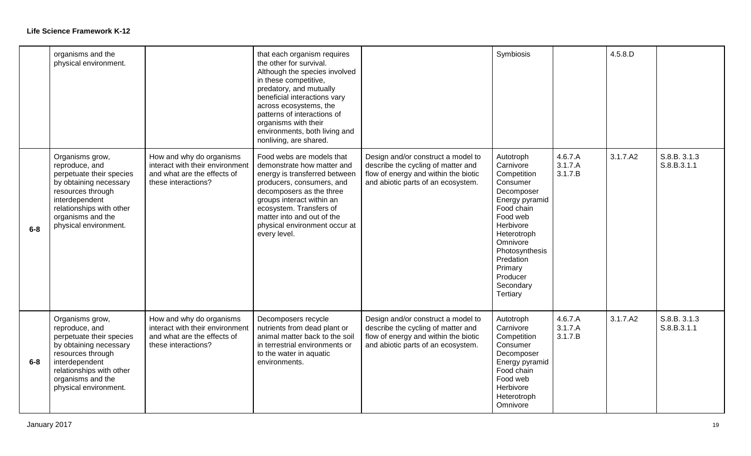| | organisms and the physical environment. | | that each organism requires the other for survival. Although the species involved in these competitive, predatory, and mutually beneficial interactions vary across ecosystems, the patterns of interactions of organisms with their environments, both living and nonliving, are shared. | | Symbiosis | | 4.5.8.D | |
|---|---|---|---|---|---|---|---|---|
| 6-8 | Organisms grow, reproduce, and perpetuate their species by obtaining necessary resources through interdependent relationships with other organisms and the physical environment. | How and why do organisms interact with their environment and what are the effects of these interactions? | Food webs are models that demonstrate how matter and energy is transferred between producers, consumers, and decomposers as the three groups interact within an ecosystem. Transfers of matter into and out of the physical environment occur at every level. | Design and/or construct a model to describe the cycling of matter and flow of energy and within the biotic and abiotic parts of an ecosystem. | Autotroph Carnivore Competition Consumer Decomposer Energy pyramid Food chain Food web Herbivore Heterotroph Omnivore Photosynthesis Predation Primary Producer Secondary Tertiary | 4.6.7.A 3.1.7.A 3.1.7.B | 3.1.7.A2 | S.8.B. 3.1.3 S.8.B.3.1.1 |
| 6-8 | Organisms grow, reproduce, and perpetuate their species by obtaining necessary resources through interdependent relationships with other organisms and the physical environment. | How and why do organisms interact with their environment and what are the effects of these interactions? | Decomposers recycle nutrients from dead plant or animal matter back to the soil in terrestrial environments or to the water in aquatic environments. | Design and/or construct a model to describe the cycling of matter and flow of energy and within the biotic and abiotic parts of an ecosystem. | Autotroph Carnivore Competition Consumer Decomposer Energy pyramid Food chain Food web Herbivore Heterotroph Omnivore | 4.6.7.A 3.1.7.A 3.1.7.B | 3.1.7.A2 | S.8.B. 3.1.3 S.8.B.3.1.1 |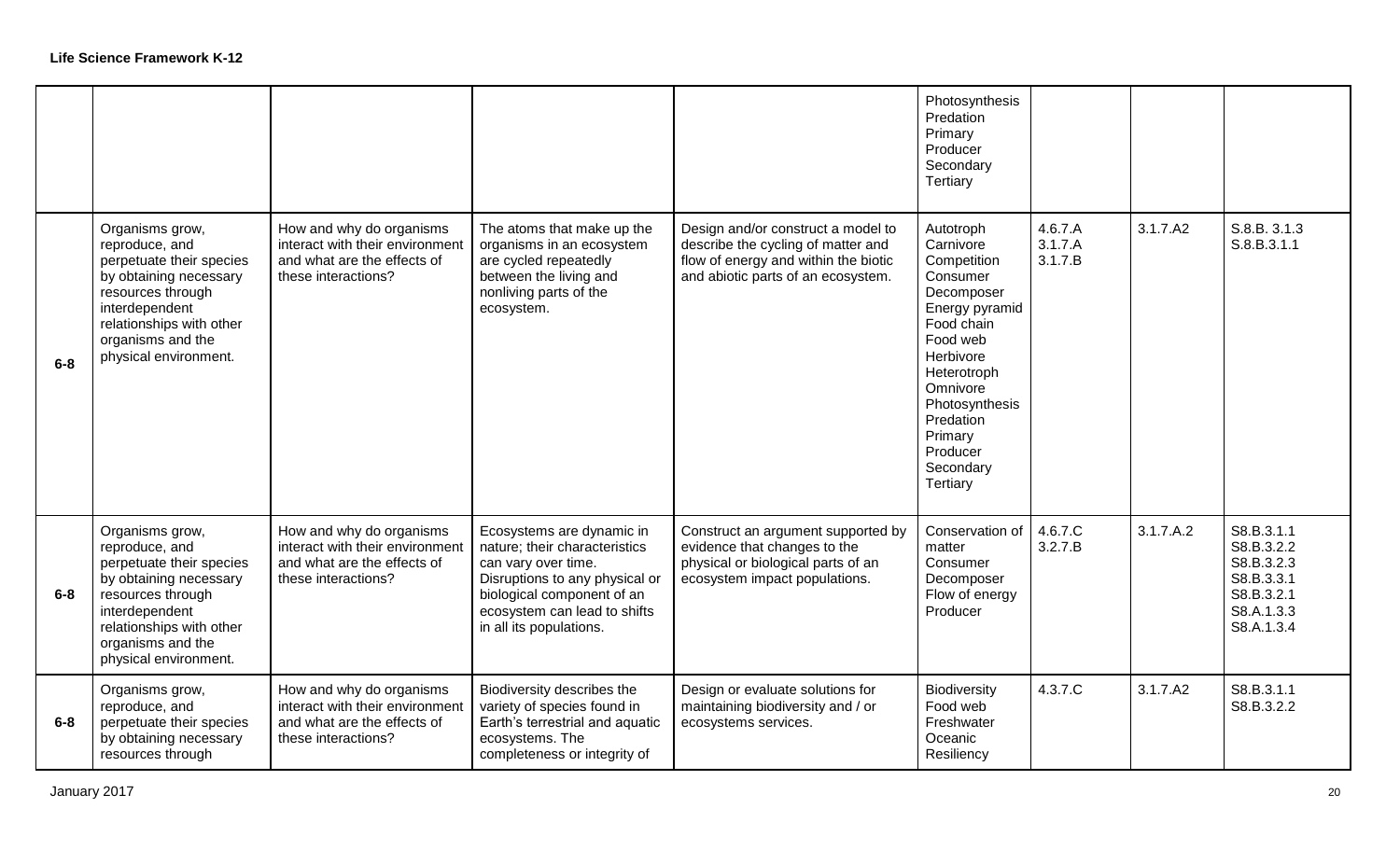**Life Science Framework K-12**

| | | | | | | | | |
|---|---|---|---|---|---|---|---|---|
| | | | | | Photosynthesis<br>Predation<br>Primary<br>Producer<br>Secondary<br>Tertiary | | | |
| 6-8 | Organisms grow, reproduce, and perpetuate their species by obtaining necessary resources through interdependent relationships with other organisms and the physical environment. | How and why do organisms interact with their environment and what are the effects of these interactions? | The atoms that make up the organisms in an ecosystem are cycled repeatedly between the living and nonliving parts of the ecosystem. | Design and/or construct a model to describe the cycling of matter and flow of energy and within the biotic and abiotic parts of an ecosystem. | Autotroph<br>Carnivore<br>Competition<br>Consumer<br>Decomposer<br>Energy pyramid<br>Food chain<br>Food web<br>Herbivore<br>Heterotroph<br>Omnivore<br>Photosynthesis<br>Predation<br>Primary<br>Producer<br>Secondary<br>Tertiary | 4.6.7.A<br>3.1.7.A<br>3.1.7.B | 3.1.7.A2 | S.8.B. 3.1.3<br>S.8.B.3.1.1 |
| 6-8 | Organisms grow, reproduce, and perpetuate their species by obtaining necessary resources through interdependent relationships with other organisms and the physical environment. | How and why do organisms interact with their environment and what are the effects of these interactions? | Ecosystems are dynamic in nature; their characteristics can vary over time. Disruptions to any physical or biological component of an ecosystem can lead to shifts in all its populations. | Construct an argument supported by evidence that changes to the physical or biological parts of an ecosystem impact populations. | Conservation of matter<br>Consumer<br>Decomposer<br>Flow of energy<br>Producer | 4.6.7.C<br>3.2.7.B | 3.1.7.A.2 | S8.B.3.1.1<br>S8.B.3.2.2<br>S8.B.3.2.3<br>S8.B.3.3.1<br>S8.B.3.2.1<br>S8.A.1.3.3<br>S8.A.1.3.4 |
| 6-8 | Organisms grow, reproduce, and perpetuate their species by obtaining necessary resources through | How and why do organisms interact with their environment and what are the effects of these interactions? | Biodiversity describes the variety of species found in Earth's terrestrial and aquatic ecosystems. The completeness or integrity of | Design or evaluate solutions for maintaining biodiversity and / or ecosystems services. | Biodiversity<br>Food web<br>Freshwater<br>Oceanic<br>Resiliency | 4.3.7.C | 3.1.7.A2 | S8.B.3.1.1<br>S8.B.3.2.2 |

January 2017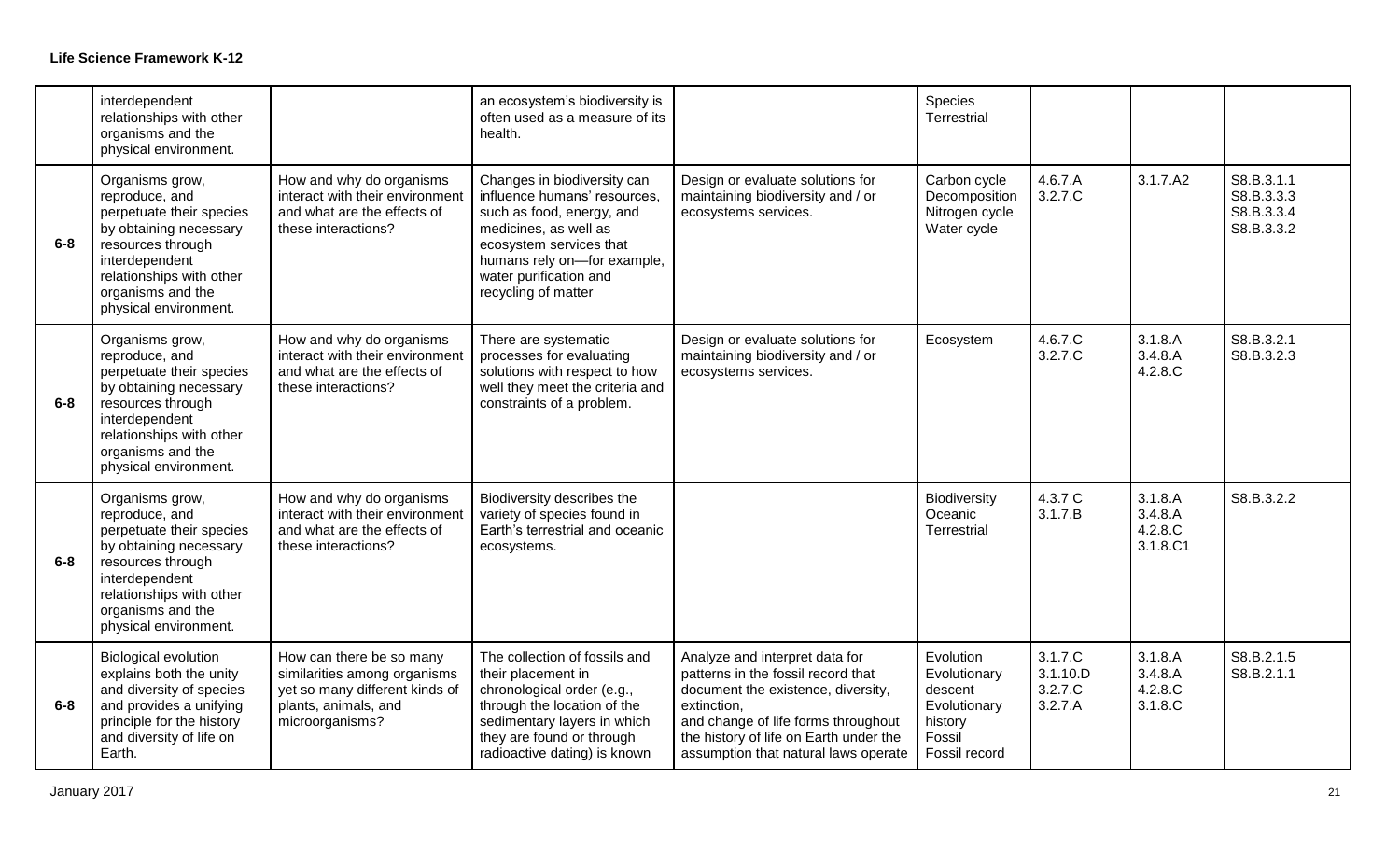| | | | | | | | | |
|---|---|---|---|---|---|---|---|---|
| | interdependent relationships with other organisms and the physical environment. | | an ecosystem's biodiversity is often used as a measure of its health. | | Species Terrestrial | | | |
| 6-8 | Organisms grow, reproduce, and perpetuate their species by obtaining necessary resources through interdependent relationships with other organisms and the physical environment. | How and why do organisms interact with their environment and what are the effects of these interactions? | Changes in biodiversity can influence humans' resources, such as food, energy, and medicines, as well as ecosystem services that humans rely on—for example, water purification and recycling of matter | Design or evaluate solutions for maintaining biodiversity and / or ecosystems services. | Carbon cycle Decomposition Nitrogen cycle Water cycle | 4.6.7.A 3.2.7.C | 3.1.7.A2 | S8.B.3.1.1 S8.B.3.3.3 S8.B.3.3.4 S8.B.3.3.2 |
| 6-8 | Organisms grow, reproduce, and perpetuate their species by obtaining necessary resources through interdependent relationships with other organisms and the physical environment. | How and why do organisms interact with their environment and what are the effects of these interactions? | There are systematic processes for evaluating solutions with respect to how well they meet the criteria and constraints of a problem. | Design or evaluate solutions for maintaining biodiversity and / or ecosystems services. | Ecosystem | 4.6.7.C 3.2.7.C | 3.1.8.A 3.4.8.A 4.2.8.C | S8.B.3.2.1 S8.B.3.2.3 |
| 6-8 | Organisms grow, reproduce, and perpetuate their species by obtaining necessary resources through interdependent relationships with other organisms and the physical environment. | How and why do organisms interact with their environment and what are the effects of these interactions? | Biodiversity describes the variety of species found in Earth's terrestrial and oceanic ecosystems. | | Biodiversity Oceanic Terrestrial | 4.3.7 C 3.1.7.B | 3.1.8.A 3.4.8.A 4.2.8.C 3.1.8.C1 | S8.B.3.2.2 |
| 6-8 | Biological evolution explains both the unity and diversity of species and provides a unifying principle for the history and diversity of life on Earth. | How can there be so many similarities among organisms yet so many different kinds of plants, animals, and microorganisms? | The collection of fossils and their placement in chronological order (e.g., through the location of the sedimentary layers in which they are found or through radioactive dating) is known | Analyze and interpret data for patterns in the fossil record that document the existence, diversity, extinction, and change of life forms throughout the history of life on Earth under the assumption that natural laws operate | Evolution Evolutionary descent Evolutionary history Fossil Fossil record | 3.1.7.C 3.1.10.D 3.2.7.C 3.2.7.A | 3.1.8.A 3.4.8.A 4.2.8.C 3.1.8.C | S8.B.2.1.5 S8.B.2.1.1 |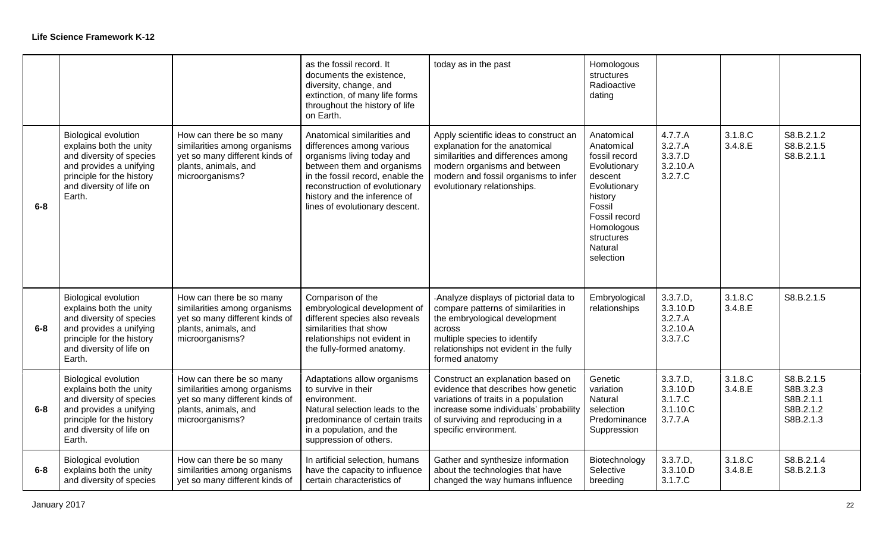**Life Science Framework K-12**

| | | | | | | | | |
|---|---|---|---|---|---|---|---|---|
| | | | as the fossil record. It documents the existence, diversity, change, and extinction, of many life forms throughout the history of life on Earth. | today as in the past | Homologous structures Radioactive dating | | | |
| 6-8 | Biological evolution explains both the unity and diversity of species and provides a unifying principle for the history and diversity of life on Earth. | How can there be so many similarities among organisms yet so many different kinds of plants, animals, and microorganisms? | Anatomical similarities and differences among various organisms living today and between them and organisms in the fossil record, enable the reconstruction of evolutionary history and the inference of lines of evolutionary descent. | Apply scientific ideas to construct an explanation for the anatomical similarities and differences among modern organisms and between modern and fossil organisms to infer evolutionary relationships. | Anatomical Anatomical fossil record Evolutionary descent Evolutionary history Fossil Fossil record Homologous structures Natural selection | 4.7.7.A 3.2.7.A 3.3.7.D 3.2.10.A 3.2.7.C | 3.1.8.C 3.4.8.E | S8.B.2.1.2 S8.B.2.1.5 S8.B.2.1.1 |
| 6-8 | Biological evolution explains both the unity and diversity of species and provides a unifying principle for the history and diversity of life on Earth. | How can there be so many similarities among organisms yet so many different kinds of plants, animals, and microorganisms? | Comparison of the embryological development of different species also reveals similarities that show relationships not evident in the fully-formed anatomy. | -Analyze displays of pictorial data to compare patterns of similarities in the embryological development across multiple species to identify relationships not evident in the fully formed anatomy | Embryological relationships | 3.3.7.D, 3.3.10.D 3.2.7.A 3.2.10.A 3.3.7.C | 3.1.8.C 3.4.8.E | S8.B.2.1.5 |
| 6-8 | Biological evolution explains both the unity and diversity of species and provides a unifying principle for the history and diversity of life on Earth. | How can there be so many similarities among organisms yet so many different kinds of plants, animals, and microorganisms? | Adaptations allow organisms to survive in their environment. Natural selection leads to the predominance of certain traits in a population, and the suppression of others. | Construct an explanation based on evidence that describes how genetic variations of traits in a population increase some individuals' probability of surviving and reproducing in a specific environment. | Genetic variation Natural selection Predominance Suppression | 3.3.7.D, 3.3.10.D 3.1.7.C 3.1.10.C 3.7.7.A | 3.1.8.C 3.4.8.E | S8.B.2.1.5 S8B.3.2.3 S8B.2.1.1 S8B.2.1.2 S8B.2.1.3 |
| 6-8 | Biological evolution explains both the unity and diversity of species | How can there be so many similarities among organisms yet so many different kinds of | In artificial selection, humans have the capacity to influence certain characteristics of | Gather and synthesize information about the technologies that have changed the way humans influence | Biotechnology Selective breeding | 3.3.7.D, 3.3.10.D 3.1.7.C | 3.1.8.C 3.4.8.E | S8.B.2.1.4 S8.B.2.1.3 |

January 2017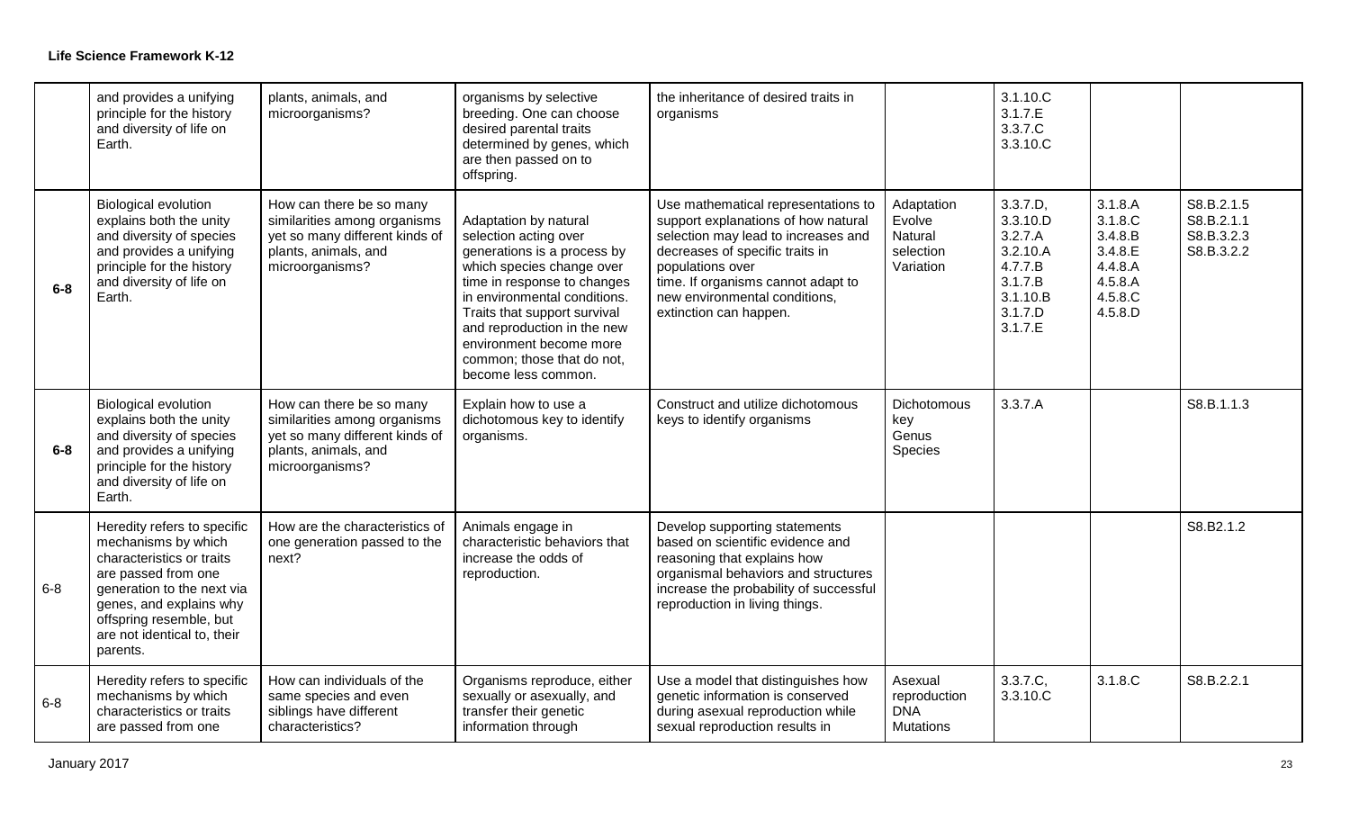**Life Science Framework K-12**

| | | | | | | | | |
|---|---|---|---|---|---|---|---|---|
| | and provides a unifying principle for the history and diversity of life on Earth. | plants, animals, and microorganisms? | organisms by selective breeding. One can choose desired parental traits determined by genes, which are then passed on to offspring. | the inheritance of desired traits in organisms | | 3.1.10.C 3.1.7.E 3.3.7.C 3.3.10.C | | |
| 6-8 | Biological evolution explains both the unity and diversity of species and provides a unifying principle for the history and diversity of life on Earth. | How can there be so many similarities among organisms yet so many different kinds of plants, animals, and microorganisms? | Adaptation by natural selection acting over generations is a process by which species change over time in response to changes in environmental conditions. Traits that support survival and reproduction in the new environment become more common; those that do not, become less common. | Use mathematical representations to support explanations of how natural selection may lead to increases and decreases of specific traits in populations over time. If organisms cannot adapt to new environmental conditions, extinction can happen. | Adaptation Evolve Natural selection Variation | 3.3.7.D, 3.3.10.D 3.2.7.A 3.2.10.A 4.7.7.B 3.1.7.B 3.1.10.B 3.1.7.D 3.1.7.E | 3.1.8.A 3.1.8.C 3.4.8.B 3.4.8.E 4.4.8.A 4.5.8.A 4.5.8.C 4.5.8.D | S8.B.2.1.5 S8.B.2.1.1 S8.B.3.2.3 S8.B.3.2.2 |
| 6-8 | Biological evolution explains both the unity and diversity of species and provides a unifying principle for the history and diversity of life on Earth. | How can there be so many similarities among organisms yet so many different kinds of plants, animals, and microorganisms? | Explain how to use a dichotomous key to identify organisms. | Construct and utilize dichotomous keys to identify organisms | Dichotomous key Genus Species | 3.3.7.A | | S8.B.1.1.3 |
| 6-8 | Heredity refers to specific mechanisms by which characteristics or traits are passed from one generation to the next via genes, and explains why offspring resemble, but are not identical to, their parents. | How are the characteristics of one generation passed to the next? | Animals engage in characteristic behaviors that increase the odds of reproduction. | Develop supporting statements based on scientific evidence and reasoning that explains how organismal behaviors and structures increase the probability of successful reproduction in living things. | | | | S8.B2.1.2 |
| 6-8 | Heredity refers to specific mechanisms by which characteristics or traits are passed from one | How can individuals of the same species and even siblings have different characteristics? | Organisms reproduce, either sexually or asexually, and transfer their genetic information through | Use a model that distinguishes how genetic information is conserved during asexual reproduction while sexual reproduction results in | Asexual reproduction DNA Mutations | 3.3.7.C, 3.3.10.C | 3.1.8.C | S8.B.2.2.1 |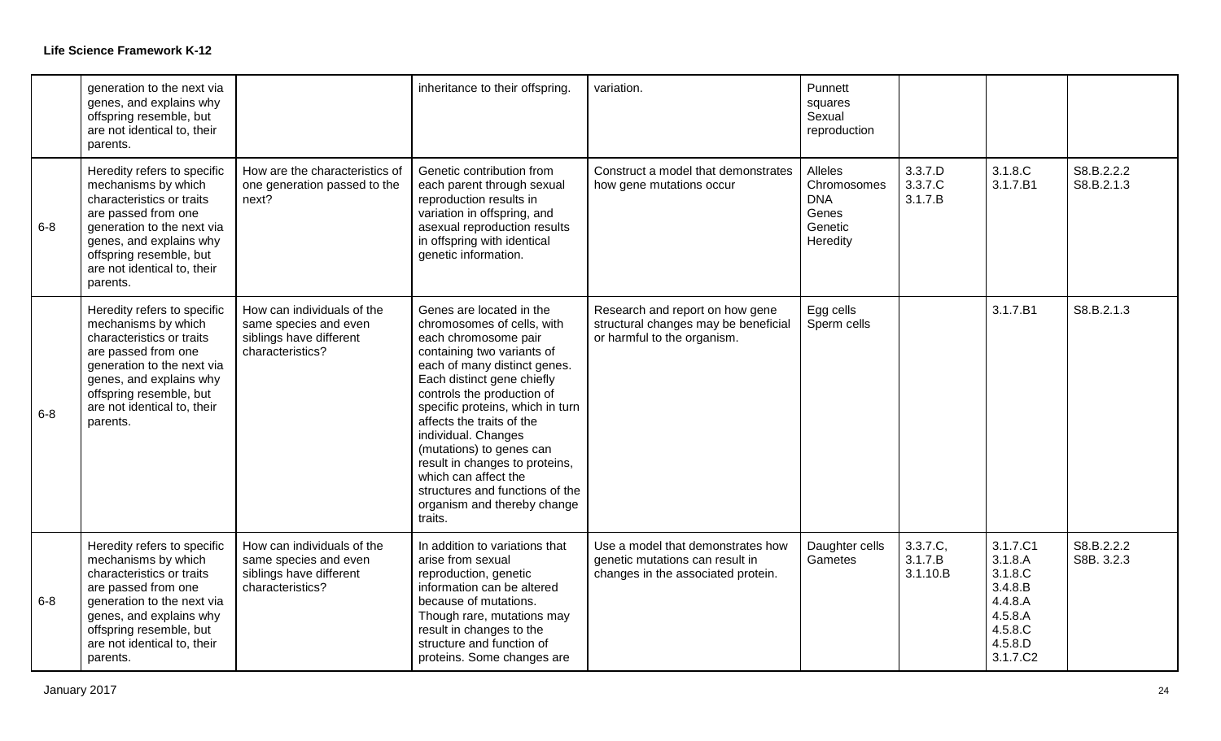**Life Science Framework K-12**

| | | | | | | | | |
|---|---|---|---|---|---|---|---|---|
| | generation to the next via genes, and explains why offspring resemble, but are not identical to, their parents. | | inheritance to their offspring. | variation. | Punnett squares<br>Sexual reproduction | | | |
| 6-8 | Heredity refers to specific mechanisms by which characteristics or traits are passed from one generation to the next via genes, and explains why offspring resemble, but are not identical to, their parents. | How are the characteristics of one generation passed to the next? | Genetic contribution from each parent through sexual reproduction results in variation in offspring, and asexual reproduction results in offspring with identical genetic information. | Construct a model that demonstrates how gene mutations occur | Alleles<br>Chromosomes<br>DNA<br>Genes<br>Genetic<br>Heredity | 3.3.7.D<br>3.3.7.C<br>3.1.7.B | 3.1.8.C<br>3.1.7.B1 | S8.B.2.2.2<br>S8.B.2.1.3 |
| 6-8 | Heredity refers to specific mechanisms by which characteristics or traits are passed from one generation to the next via genes, and explains why offspring resemble, but are not identical to, their parents. | How can individuals of the same species and even siblings have different characteristics? | Genes are located in the chromosomes of cells, with each chromosome pair containing two variants of each of many distinct genes. Each distinct gene chiefly controls the production of specific proteins, which in turn affects the traits of the individual. Changes (mutations) to genes can result in changes to proteins, which can affect the structures and functions of the organism and thereby change traits. | Research and report on how gene structural changes may be beneficial or harmful to the organism. | Egg cells<br>Sperm cells | | 3.1.7.B1 | S8.B.2.1.3 |
| 6-8 | Heredity refers to specific mechanisms by which characteristics or traits are passed from one generation to the next via genes, and explains why offspring resemble, but are not identical to, their parents. | How can individuals of the same species and even siblings have different characteristics? | In addition to variations that arise from sexual reproduction, genetic information can be altered because of mutations. Though rare, mutations may result in changes to the structure and function of proteins. Some changes are | Use a model that demonstrates how genetic mutations can result in changes in the associated protein. | Daughter cells<br>Gametes | 3.3.7.C,<br>3.1.7.B<br>3.1.10.B | 3.1.7.C1<br>3.1.8.A<br>3.1.8.C<br>3.4.8.B<br>4.4.8.A<br>4.5.8.A<br>4.5.8.C<br>4.5.8.D<br>3.1.7.C2 | S8.B.2.2.2<br>S8B. 3.2.3 |

January 2017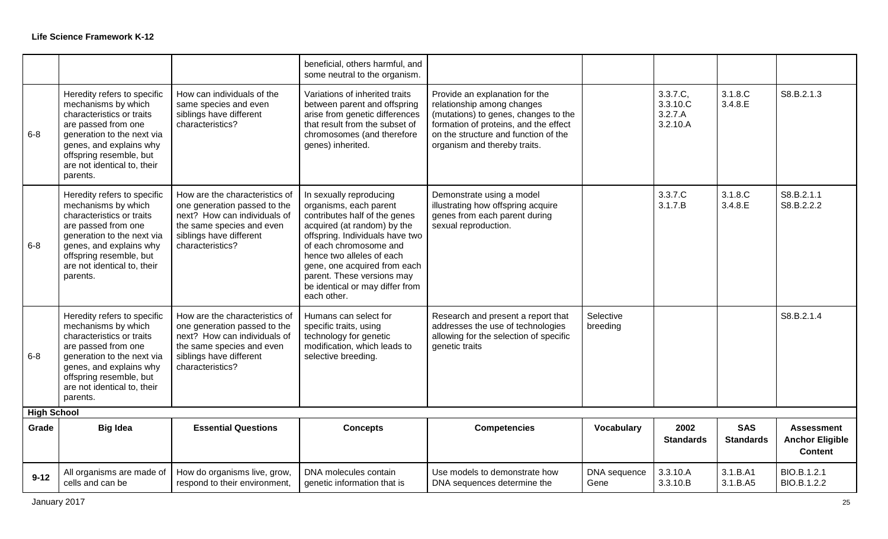| | | | | | | | | |
|---|---|---|---|---|---|---|---|---|
| | | | beneficial, others harmful, and some neutral to the organism. | | | | | |
| 6-8 | Heredity refers to specific mechanisms by which characteristics or traits are passed from one generation to the next via genes, and explains why offspring resemble, but are not identical to, their parents. | How can individuals of the same species and even siblings have different characteristics? | Variations of inherited traits between parent and offspring arise from genetic differences that result from the subset of chromosomes (and therefore genes) inherited. | Provide an explanation for the relationship among changes (mutations) to genes, changes to the formation of proteins, and the effect on the structure and function of the organism and thereby traits. | | 3.3.7.C, 3.3.10.C 3.2.7.A 3.2.10.A | 3.1.8.C 3.4.8.E | S8.B.2.1.3 |
| 6-8 | Heredity refers to specific mechanisms by which characteristics or traits are passed from one generation to the next via genes, and explains why offspring resemble, but are not identical to, their parents. | How are the characteristics of one generation passed to the next? How can individuals of the same species and even siblings have different characteristics? | In sexually reproducing organisms, each parent contributes half of the genes acquired (at random) by the offspring. Individuals have two of each chromosome and hence two alleles of each gene, one acquired from each parent. These versions may be identical or may differ from each other. | Demonstrate using a model illustrating how offspring acquire genes from each parent during sexual reproduction. | | 3.3.7.C 3.1.7.B | 3.1.8.C 3.4.8.E | S8.B.2.1.1 S8.B.2.2.2 |
| 6-8 | Heredity refers to specific mechanisms by which characteristics or traits are passed from one generation to the next via genes, and explains why offspring resemble, but are not identical to, their parents. | How are the characteristics of one generation passed to the next? How can individuals of the same species and even siblings have different characteristics? | Humans can select for specific traits, using technology for genetic modification, which leads to selective breeding. | Research and present a report that addresses the use of technologies allowing for the selection of specific genetic traits | Selective breeding | | | S8.B.2.1.4 |
| **High School** | | | | | | | | |
| **Grade** | **Big Idea** | **Essential Questions** | **Concepts** | **Competencies** | **Vocabulary** | **2002 Standards** | **SAS Standards** | **Assessment Anchor Eligible Content** |
| **9-12** | All organisms are made of cells and can be | How do organisms live, grow, respond to their environment, | DNA molecules contain genetic information that is | Use models to demonstrate how DNA sequences determine the | DNA sequence Gene | 3.3.10.A 3.3.10.B | 3.1.B.A1 3.1.B.A5 | BIO.B.1.2.1 BIO.B.1.2.2 |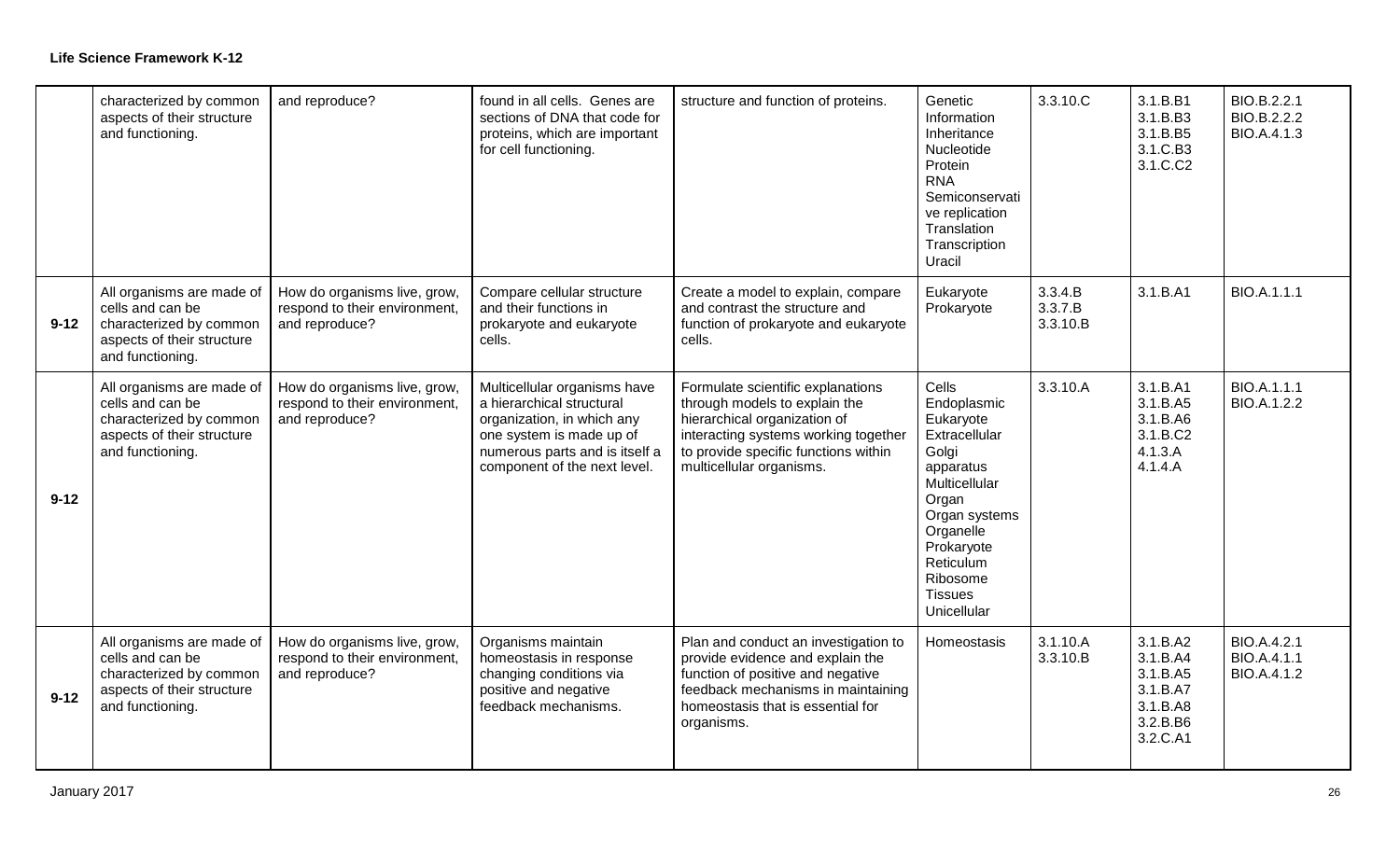**Life Science Framework K-12**

| | | | | | | | | |
|---|---|---|---|---|---|---|---|---|
| | characterized by common aspects of their structure and functioning. | and reproduce? | found in all cells. Genes are sections of DNA that code for proteins, which are important for cell functioning. | structure and function of proteins. | Genetic Information Inheritance Nucleotide Protein RNA Semiconservative replication Translation Transcription Uracil | 3.3.10.C | 3.1.B.B1 3.1.B.B3 3.1.B.B5 3.1.C.B3 3.1.C.C2 | BIO.B.2.2.1 BIO.B.2.2.2 BIO.A.4.1.3 |
| 9-12 | All organisms are made of cells and can be characterized by common aspects of their structure and functioning. | How do organisms live, grow, respond to their environment, and reproduce? | Compare cellular structure and their functions in prokaryote and eukaryote cells. | Create a model to explain, compare and contrast the structure and function of prokaryote and eukaryote cells. | Eukaryote Prokaryote | 3.3.4.B 3.3.7.B 3.3.10.B | 3.1.B.A1 | BIO.A.1.1.1 |
| 9-12 | All organisms are made of cells and can be characterized by common aspects of their structure and functioning. | How do organisms live, grow, respond to their environment, and reproduce? | Multicellular organisms have a hierarchical structural organization, in which any one system is made up of numerous parts and is itself a component of the next level. | Formulate scientific explanations through models to explain the hierarchical organization of interacting systems working together to provide specific functions within multicellular organisms. | Cells Endoplasmic Eukaryote Extracellular Golgi apparatus Multicellular Organ Organ systems Organelle Prokaryote Reticulum Ribosome Tissues Unicellular | 3.3.10.A | 3.1.B.A1 3.1.B.A5 3.1.B.A6 3.1.B.C2 4.1.3.A 4.1.4.A | BIO.A.1.1.1 BIO.A.1.2.2 |
| 9-12 | All organisms are made of cells and can be characterized by common aspects of their structure and functioning. | How do organisms live, grow, respond to their environment, and reproduce? | Organisms maintain homeostasis in response changing conditions via positive and negative feedback mechanisms. | Plan and conduct an investigation to provide evidence and explain the function of positive and negative feedback mechanisms in maintaining homeostasis that is essential for organisms. | Homeostasis | 3.1.10.A 3.3.10.B | 3.1.B.A2 3.1.B.A4 3.1.B.A5 3.1.B.A7 3.1.B.A8 3.2.B.B6 3.2.C.A1 | BIO.A.4.2.1 BIO.A.4.1.1 BIO.A.4.1.2 |

January 2017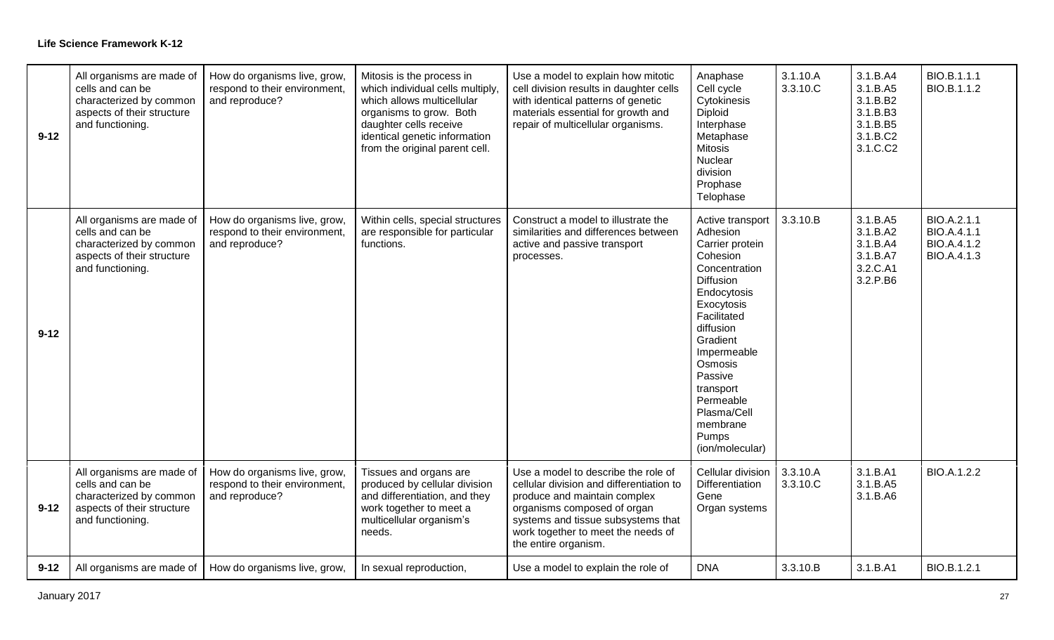**Life Science Framework K-12**

| | | | | | | | | |
|---|---|---|---|---|---|---|---|---|
| 9-12 | All organisms are made of cells and can be characterized by common aspects of their structure and functioning. | How do organisms live, grow, respond to their environment, and reproduce? | Mitosis is the process in which individual cells multiply, which allows multicellular organisms to grow. Both daughter cells receive identical genetic information from the original parent cell. | Use a model to explain how mitotic cell division results in daughter cells with identical patterns of genetic materials essential for growth and repair of multicellular organisms. | Anaphase<br>Cell cycle<br>Cytokinesis<br>Diploid<br>Interphase<br>Metaphase<br>Mitosis<br>Nuclear division<br>Prophase<br>Telophase | 3.1.10.A<br>3.3.10.C | 3.1.B.A4<br>3.1.B.A5<br>3.1.B.B2<br>3.1.B.B3<br>3.1.B.B5<br>3.1.B.C2<br>3.1.C.C2 | BIO.B.1.1.1<br>BIO.B.1.1.2 |
| 9-12 | All organisms are made of cells and can be characterized by common aspects of their structure and functioning. | How do organisms live, grow, respond to their environment, and reproduce? | Within cells, special structures are responsible for particular functions. | Construct a model to illustrate the similarities and differences between active and passive transport processes. | Active transport<br>Adhesion<br>Carrier protein<br>Cohesion<br>Concentration<br>Diffusion<br>Endocytosis<br>Exocytosis<br>Facilitated diffusion<br>Gradient<br>Impermeable<br>Osmosis<br>Passive transport<br>Permeable<br>Plasma/Cell membrane<br>Pumps (ion/molecular) | 3.3.10.B | 3.1.B.A5<br>3.1.B.A2<br>3.1.B.A4<br>3.1.B.A7<br>3.2.C.A1<br>3.2.P.B6 | BIO.A.2.1.1<br>BIO.A.4.1.1<br>BIO.A.4.1.2<br>BIO.A.4.1.3 |
| 9-12 | All organisms are made of cells and can be characterized by common aspects of their structure and functioning. | How do organisms live, grow, respond to their environment, and reproduce? | Tissues and organs are produced by cellular division and differentiation, and they work together to meet a multicellular organism's needs. | Use a model to describe the role of cellular division and differentiation to produce and maintain complex organisms composed of organ systems and tissue subsystems that work together to meet the needs of the entire organism. | Cellular division<br>Differentiation<br>Gene<br>Organ systems | 3.3.10.A<br>3.3.10.C | 3.1.B.A1<br>3.1.B.A5<br>3.1.B.A6 | BIO.A.1.2.2 |
| 9-12 | All organisms are made of | How do organisms live, grow, | In sexual reproduction, | Use a model to explain the role of | DNA | 3.3.10.B | 3.1.B.A1 | BIO.B.1.2.1 |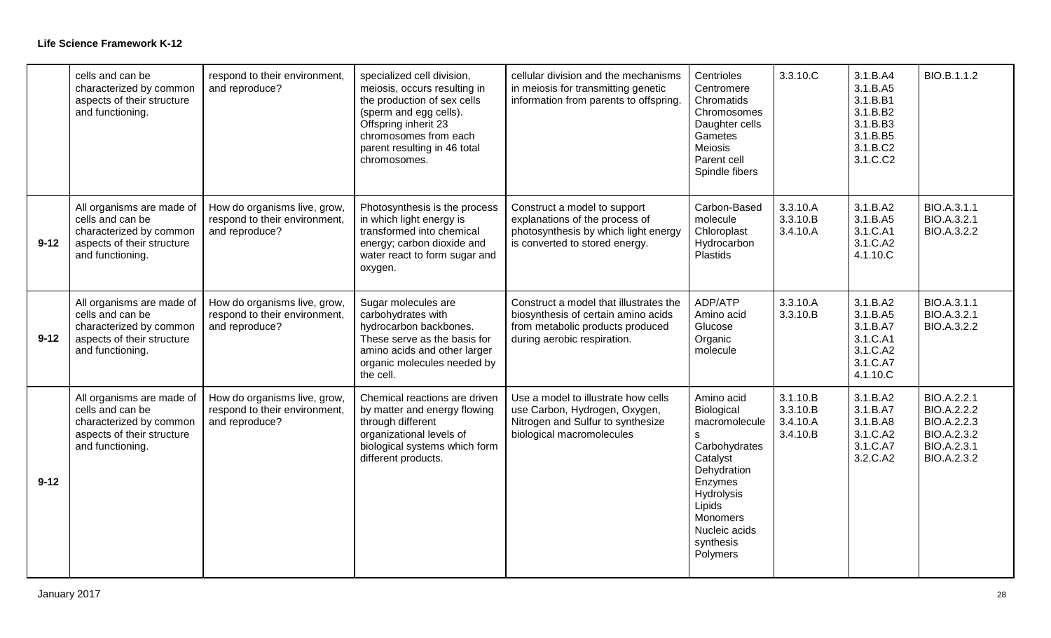**Life Science Framework K-12**

| | | | | | | | | |
|---|---|---|---|---|---|---|---|---|
| | cells and can be characterized by common aspects of their structure and functioning. | respond to their environment, and reproduce? | specialized cell division, meiosis, occurs resulting in the production of sex cells (sperm and egg cells). Offspring inherit 23 chromosomes from each parent resulting in 46 total chromosomes. | cellular division and the mechanisms in meiosis for transmitting genetic information from parents to offspring. | Centrioles<br>Centromere<br>Chromatids<br>Chromosomes<br>Daughter cells<br>Gametes<br>Meiosis<br>Parent cell<br>Spindle fibers | 3.3.10.C | 3.1.B.A4<br>3.1.B.A5<br>3.1.B.B1<br>3.1.B.B2<br>3.1.B.B3<br>3.1.B.B5<br>3.1.B.C2<br>3.1.C.C2 | BIO.B.1.1.2 |
| 9-12 | All organisms are made of cells and can be characterized by common aspects of their structure and functioning. | How do organisms live, grow, respond to their environment, and reproduce? | Photosynthesis is the process in which light energy is transformed into chemical energy; carbon dioxide and water react to form sugar and oxygen. | Construct a model to support explanations of the process of photosynthesis by which light energy is converted to stored energy. | Carbon-Based molecule<br>Chloroplast<br>Hydrocarbon<br>Plastids | 3.3.10.A<br>3.3.10.B<br>3.4.10.A | 3.1.B.A2<br>3.1.B.A5<br>3.1.C.A1<br>3.1.C.A2<br>4.1.10.C | BIO.A.3.1.1<br>BIO.A.3.2.1<br>BIO.A.3.2.2 |
| 9-12 | All organisms are made of cells and can be characterized by common aspects of their structure and functioning. | How do organisms live, grow, respond to their environment, and reproduce? | Sugar molecules are carbohydrates with hydrocarbon backbones. These serve as the basis for amino acids and other larger organic molecules needed by the cell. | Construct a model that illustrates the biosynthesis of certain amino acids from metabolic products produced during aerobic respiration. | ADP/ATP<br>Amino acid<br>Glucose<br>Organic molecule | 3.3.10.A<br>3.3.10.B | 3.1.B.A2<br>3.1.B.A5<br>3.1.B.A7<br>3.1.C.A1<br>3.1.C.A2<br>3.1.C.A7<br>4.1.10.C | BIO.A.3.1.1<br>BIO.A.3.2.1<br>BIO.A.3.2.2 |
| 9-12 | All organisms are made of cells and can be characterized by common aspects of their structure and functioning. | How do organisms live, grow, respond to their environment, and reproduce? | Chemical reactions are driven by matter and energy flowing through different organizational levels of biological systems which form different products. | Use a model to illustrate how cells use Carbon, Hydrogen, Oxygen, Nitrogen and Sulfur to synthesize biological macromolecules | Amino acid<br>Biological macromolecules<br>Carbohydrates<br>Catalyst<br>Dehydration<br>Enzymes<br>Hydrolysis<br>Lipids<br>Monomers<br>Nucleic acids<br>synthesis<br>Polymers | 3.1.10.B<br>3.3.10.B<br>3.4.10.A<br>3.4.10.B | 3.1.B.A2<br>3.1.B.A7<br>3.1.B.A8<br>3.1.C.A2<br>3.1.C.A7<br>3.2.C.A2 | BIO.A.2.2.1<br>BIO.A.2.2.2<br>BIO.A.2.2.3<br>BIO.A.2.3.2<br>BIO.A.2.3.1<br>BIO.A.2.3.2 |

January 2017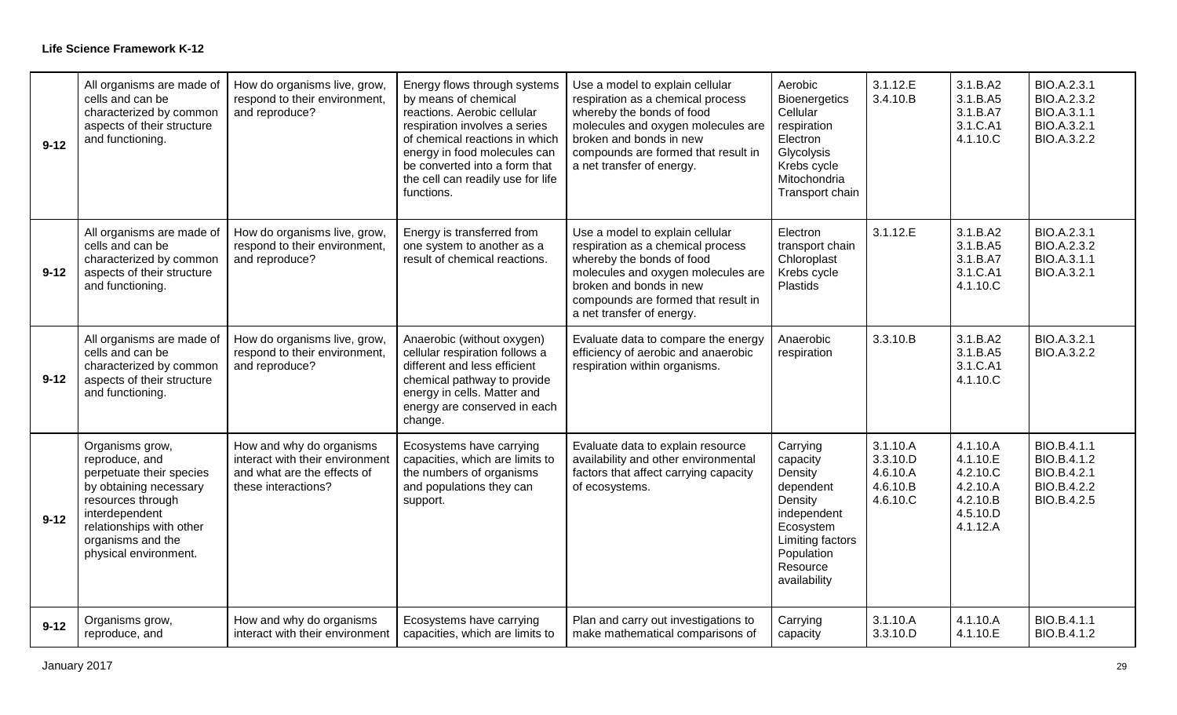**Life Science Framework K-12**

| | | | | | | | | |
|---|---|---|---|---|---|---|---|---|
| 9-12 | All organisms are made of cells and can be characterized by common aspects of their structure and functioning. | How do organisms live, grow, respond to their environment, and reproduce? | Energy flows through systems by means of chemical reactions. Aerobic cellular respiration involves a series of chemical reactions in which energy in food molecules can be converted into a form that the cell can readily use for life functions. | Use a model to explain cellular respiration as a chemical process whereby the bonds of food molecules and oxygen molecules are broken and bonds in new compounds are formed that result in a net transfer of energy. | Aerobic<br>Bioenergetics<br>Cellular respiration<br>Electron<br>Glycolysis<br>Krebs cycle<br>Mitochondria<br>Transport chain | 3.1.12.E<br>3.4.10.B | 3.1.B.A2<br>3.1.B.A5<br>3.1.B.A7<br>3.1.C.A1<br>4.1.10.C | BIO.A.2.3.1<br>BIO.A.2.3.2<br>BIO.A.3.1.1<br>BIO.A.3.2.1<br>BIO.A.3.2.2 |
| 9-12 | All organisms are made of cells and can be characterized by common aspects of their structure and functioning. | How do organisms live, grow, respond to their environment, and reproduce? | Energy is transferred from one system to another as a result of chemical reactions. | Use a model to explain cellular respiration as a chemical process whereby the bonds of food molecules and oxygen molecules are broken and bonds in new compounds are formed that result in a net transfer of energy. | Electron transport chain<br>Chloroplast<br>Krebs cycle<br>Plastids | 3.1.12.E | 3.1.B.A2<br>3.1.B.A5<br>3.1.B.A7<br>3.1.C.A1<br>4.1.10.C | BIO.A.2.3.1<br>BIO.A.2.3.2<br>BIO.A.3.1.1<br>BIO.A.3.2.1 |
| 9-12 | All organisms are made of cells and can be characterized by common aspects of their structure and functioning. | How do organisms live, grow, respond to their environment, and reproduce? | Anaerobic (without oxygen) cellular respiration follows a different and less efficient chemical pathway to provide energy in cells. Matter and energy are conserved in each change. | Evaluate data to compare the energy efficiency of aerobic and anaerobic respiration within organisms. | Anaerobic respiration | 3.3.10.B | 3.1.B.A2<br>3.1.B.A5<br>3.1.C.A1<br>4.1.10.C | BIO.A.3.2.1<br>BIO.A.3.2.2 |
| 9-12 | Organisms grow, reproduce, and perpetuate their species by obtaining necessary resources through interdependent relationships with other organisms and the physical environment. | How and why do organisms interact with their environment and what are the effects of these interactions? | Ecosystems have carrying capacities, which are limits to the numbers of organisms and populations they can support. | Evaluate data to explain resource availability and other environmental factors that affect carrying capacity of ecosystems. | Carrying capacity<br>Density dependent<br>Density independent<br>Ecosystem<br>Limiting factors<br>Population<br>Resource availability | 3.1.10.A<br>3.3.10.D<br>4.6.10.A<br>4.6.10.B<br>4.6.10.C | 4.1.10.A<br>4.1.10.E<br>4.2.10.C<br>4.2.10.A<br>4.2.10.B<br>4.5.10.D<br>4.1.12.A | BIO.B.4.1.1<br>BIO.B.4.1.2<br>BIO.B.4.2.1<br>BIO.B.4.2.2<br>BIO.B.4.2.5 |
| 9-12 | Organisms grow, reproduce, and | How and why do organisms interact with their environment | Ecosystems have carrying capacities, which are limits to | Plan and carry out investigations to make mathematical comparisons of | Carrying capacity | 3.1.10.A<br>3.3.10.D | 4.1.10.A<br>4.1.10.E | BIO.B.4.1.1<br>BIO.B.4.1.2 |

January 2017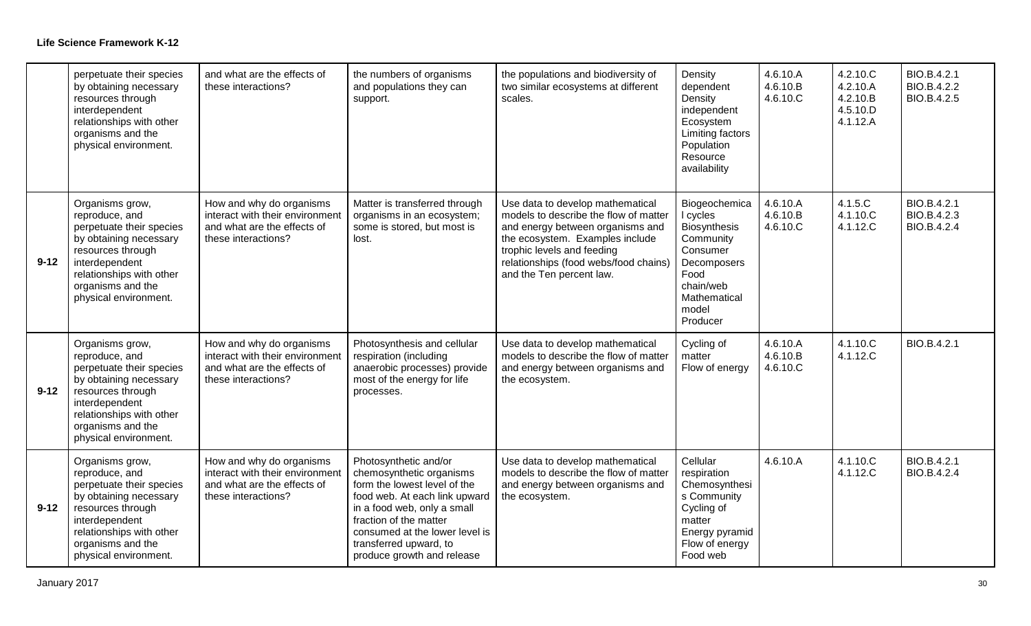**Life Science Framework K-12**

| | | | | | | | | |
|---|---|---|---|---|---|---|---|---|
| | perpetuate their species by obtaining necessary resources through interdependent relationships with other organisms and the physical environment. | and what are the effects of these interactions? | the numbers of organisms and populations they can support. | the populations and biodiversity of two similar ecosystems at different scales. | Density dependent Density independent Ecosystem Limiting factors Population Resource availability | 4.6.10.A 4.6.10.B 4.6.10.C | 4.2.10.C 4.2.10.A 4.2.10.B 4.5.10.D 4.1.12.A | BIO.B.4.2.1 BIO.B.4.2.2 BIO.B.4.2.5 |
| **9-12** | Organisms grow, reproduce, and perpetuate their species by obtaining necessary resources through interdependent relationships with other organisms and the physical environment. | How and why do organisms interact with their environment and what are the effects of these interactions? | Matter is transferred through organisms in an ecosystem; some is stored, but most is lost. | Use data to develop mathematical models to describe the flow of matter and energy between organisms and the ecosystem. Examples include trophic levels and feeding relationships (food webs/food chains) and the Ten percent law. | Biogeochemical cycles Biosynthesis Community Consumer Decomposers Food chain/web Mathematical model Producer | 4.6.10.A 4.6.10.B 4.6.10.C | 4.1.5.C 4.1.10.C 4.1.12.C | BIO.B.4.2.1 BIO.B.4.2.3 BIO.B.4.2.4 |
| **9-12** | Organisms grow, reproduce, and perpetuate their species by obtaining necessary resources through interdependent relationships with other organisms and the physical environment. | How and why do organisms interact with their environment and what are the effects of these interactions? | Photosynthesis and cellular respiration (including anaerobic processes) provide most of the energy for life processes. | Use data to develop mathematical models to describe the flow of matter and energy between organisms and the ecosystem. | Cycling of matter Flow of energy | 4.6.10.A 4.6.10.B 4.6.10.C | 4.1.10.C 4.1.12.C | BIO.B.4.2.1 |
| **9-12** | Organisms grow, reproduce, and perpetuate their species by obtaining necessary resources through interdependent relationships with other organisms and the physical environment. | How and why do organisms interact with their environment and what are the effects of these interactions? | Photosynthetic and/or chemosynthetic organisms form the lowest level of the food web. At each link upward in a food web, only a small fraction of the matter consumed at the lower level is transferred upward, to produce growth and release | Use data to develop mathematical models to describe the flow of matter and energy between organisms and the ecosystem. | Cellular respiration Chemosynthesis Community Cycling of matter Energy pyramid Flow of energy Food web | 4.6.10.A | 4.1.10.C 4.1.12.C | BIO.B.4.2.1 BIO.B.4.2.4 |

January 2017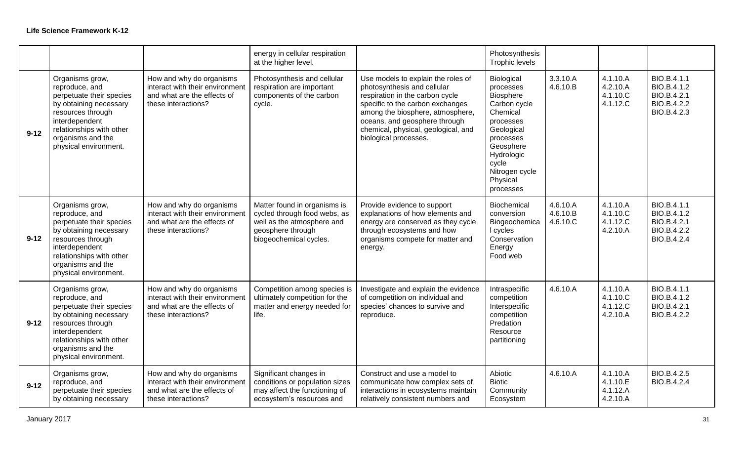**Life Science Framework K-12**

| | | | | | | | | |
|---|---|---|---|---|---|---|---|---|
| | | | energy in cellular respiration at the higher level. | | Photosynthesis<br>Trophic levels | | | |
| 9-12 | Organisms grow, reproduce, and perpetuate their species by obtaining necessary resources through interdependent relationships with other organisms and the physical environment. | How and why do organisms interact with their environment and what are the effects of these interactions? | Photosynthesis and cellular respiration are important components of the carbon cycle. | Use models to explain the roles of photosynthesis and cellular respiration in the carbon cycle specific to the carbon exchanges among the biosphere, atmosphere, oceans, and geosphere through chemical, physical, geological, and biological processes. | Biological processes<br>Biosphere<br>Carbon cycle<br>Chemical processes<br>Geological processes<br>Geosphere<br>Hydrologic cycle<br>Nitrogen cycle<br>Physical processes | 3.3.10.A<br>4.6.10.B | 4.1.10.A<br>4.2.10.A<br>4.1.10.C<br>4.1.12.C | BIO.B.4.1.1<br>BIO.B.4.1.2<br>BIO.B.4.2.1<br>BIO.B.4.2.2<br>BIO.B.4.2.3 |
| 9-12 | Organisms grow, reproduce, and perpetuate their species by obtaining necessary resources through interdependent relationships with other organisms and the physical environment. | How and why do organisms interact with their environment and what are the effects of these interactions? | Matter found in organisms is cycled through food webs, as well as the atmosphere and geosphere through biogeochemical cycles. | Provide evidence to support explanations of how elements and energy are conserved as they cycle through ecosystems and how organisms compete for matter and energy. | Biochemical conversion<br>Biogeochemical cycles<br>Conservation<br>Energy<br>Food web | 4.6.10.A<br>4.6.10.B<br>4.6.10.C | 4.1.10.A<br>4.1.10.C<br>4.1.12.C<br>4.2.10.A | BIO.B.4.1.1<br>BIO.B.4.1.2<br>BIO.B.4.2.1<br>BIO.B.4.2.2<br>BIO.B.4.2.4 |
| 9-12 | Organisms grow, reproduce, and perpetuate their species by obtaining necessary resources through interdependent relationships with other organisms and the physical environment. | How and why do organisms interact with their environment and what are the effects of these interactions? | Competition among species is ultimately competition for the matter and energy needed for life. | Investigate and explain the evidence of competition on individual and species' chances to survive and reproduce. | Intraspecific competition<br>Interspecific competition<br>Predation<br>Resource partitioning | 4.6.10.A | 4.1.10.A<br>4.1.10.C<br>4.1.12.C<br>4.2.10.A | BIO.B.4.1.1<br>BIO.B.4.1.2<br>BIO.B.4.2.1<br>BIO.B.4.2.2 |
| 9-12 | Organisms grow, reproduce, and perpetuate their species by obtaining necessary | How and why do organisms interact with their environment and what are the effects of these interactions? | Significant changes in conditions or population sizes may affect the functioning of ecosystem's resources and | Construct and use a model to communicate how complex sets of interactions in ecosystems maintain relatively consistent numbers and | Abiotic<br>Biotic<br>Community<br>Ecosystem | 4.6.10.A | 4.1.10.A<br>4.1.10.E<br>4.1.12.A<br>4.2.10.A | BIO.B.4.2.5<br>BIO.B.4.2.4 |

January 2017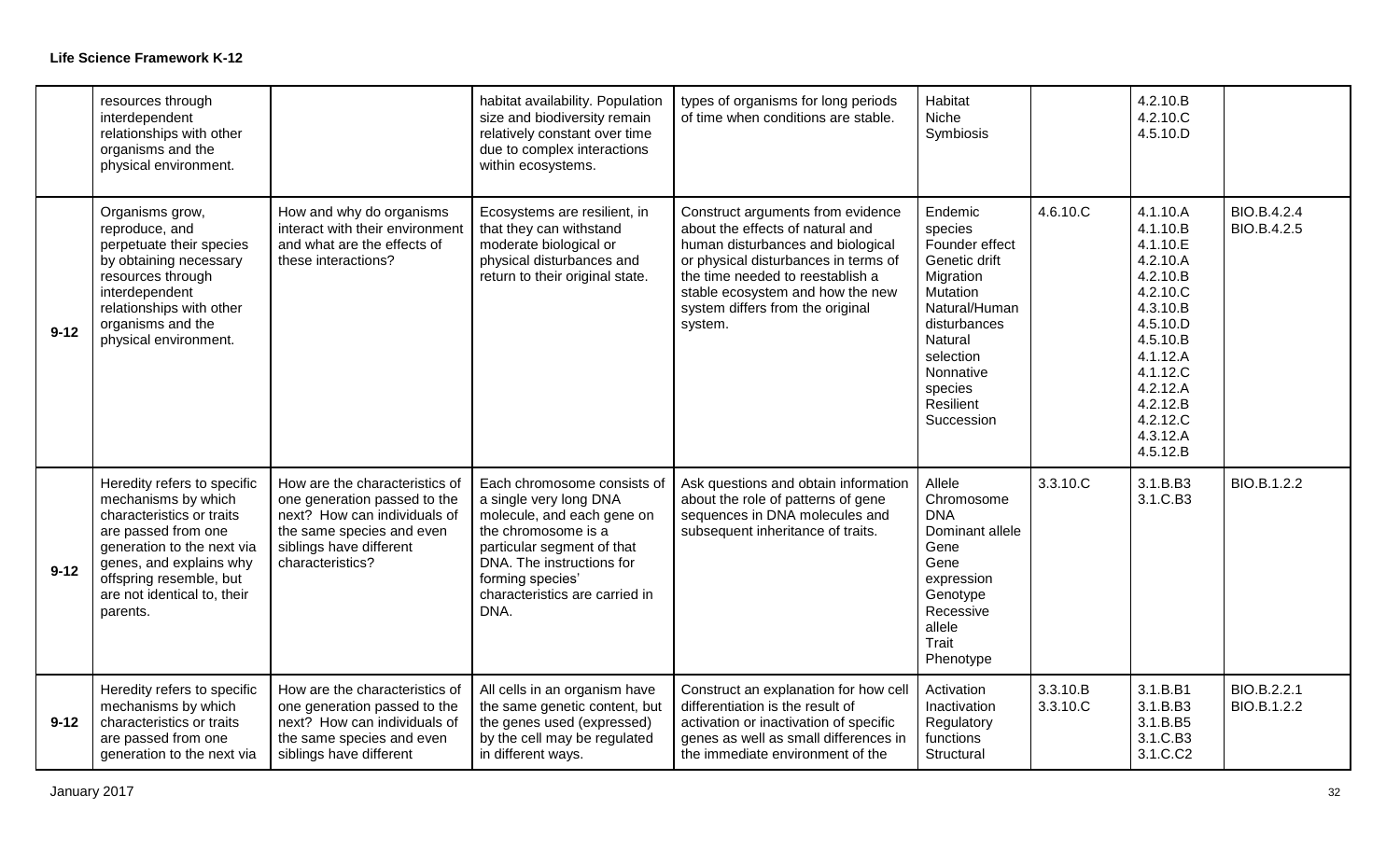**Life Science Framework K-12**

| | | | | | | | | |
|---|---|---|---|---|---|---|---|---|
| | resources through interdependent relationships with other organisms and the physical environment. | | habitat availability. Population size and biodiversity remain relatively constant over time due to complex interactions within ecosystems. | types of organisms for long periods of time when conditions are stable. | Habitat<br>Niche<br>Symbiosis | | 4.2.10.B<br>4.2.10.C<br>4.5.10.D | |
| **9-12** | Organisms grow, reproduce, and perpetuate their species by obtaining necessary resources through interdependent relationships with other organisms and the physical environment. | How and why do organisms interact with their environment and what are the effects of these interactions? | Ecosystems are resilient, in that they can withstand moderate biological or physical disturbances and return to their original state. | Construct arguments from evidence about the effects of natural and human disturbances and biological or physical disturbances in terms of the time needed to reestablish a stable ecosystem and how the new system differs from the original system. | Endemic species<br>Founder effect<br>Genetic drift<br>Migration<br>Mutation<br>Natural/Human disturbances<br>Natural selection<br>Nonnative species<br>Resilient<br>Succession | 4.6.10.C | 4.1.10.A<br>4.1.10.B<br>4.1.10.E<br>4.2.10.A<br>4.2.10.B<br>4.2.10.C<br>4.3.10.B<br>4.5.10.D<br>4.5.10.B<br>4.1.12.A<br>4.1.12.C<br>4.2.12.A<br>4.2.12.B<br>4.2.12.C<br>4.3.12.A<br>4.5.12.B | BIO.B.4.2.4<br>BIO.B.4.2.5 |
| **9-12** | Heredity refers to specific mechanisms by which characteristics or traits are passed from one generation to the next via genes, and explains why offspring resemble, but are not identical to, their parents. | How are the characteristics of one generation passed to the next? How can individuals of the same species and even siblings have different characteristics? | Each chromosome consists of a single very long DNA molecule, and each gene on the chromosome is a particular segment of that DNA. The instructions for forming species' characteristics are carried in DNA. | Ask questions and obtain information about the role of patterns of gene sequences in DNA molecules and subsequent inheritance of traits. | Allele<br>Chromosome<br>DNA<br>Dominant allele<br>Gene<br>Gene expression<br>Genotype<br>Recessive allele<br>Trait<br>Phenotype | 3.3.10.C | 3.1.B.B3<br>3.1.C.B3 | BIO.B.1.2.2 |
| **9-12** | Heredity refers to specific mechanisms by which characteristics or traits are passed from one generation to the next via | How are the characteristics of one generation passed to the next? How can individuals of the same species and even siblings have different | All cells in an organism have the same genetic content, but the genes used (expressed) by the cell may be regulated in different ways. | Construct an explanation for how cell differentiation is the result of activation or inactivation of specific genes as well as small differences in the immediate environment of the | Activation<br>Inactivation<br>Regulatory functions<br>Structural | 3.3.10.B<br>3.3.10.C | 3.1.B.B1<br>3.1.B.B3<br>3.1.B.B5<br>3.1.C.B3<br>3.1.C.C2 | BIO.B.2.2.1<br>BIO.B.1.2.2 |

January 2017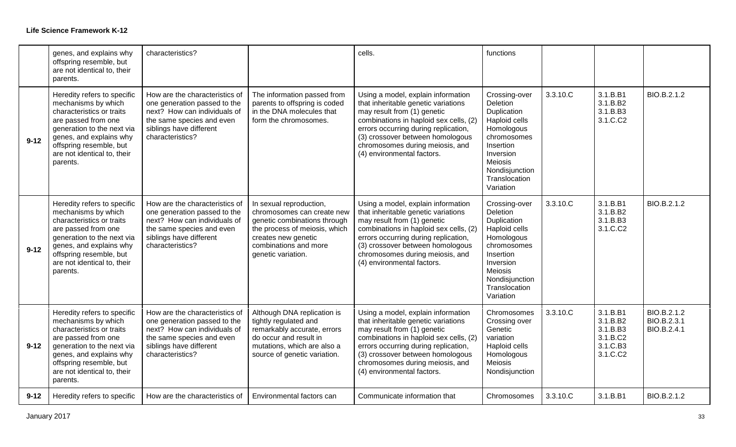| | | | | | | | | |
|---|---|---|---|---|---|---|---|---|
| | genes, and explains why offspring resemble, but are not identical to, their parents. | characteristics? | | cells. | functions | | | |
| 9-12 | Heredity refers to specific mechanisms by which characteristics or traits are passed from one generation to the next via genes, and explains why offspring resemble, but are not identical to, their parents. | How are the characteristics of one generation passed to the next? How can individuals of the same species and even siblings have different characteristics? | The information passed from parents to offspring is coded in the DNA molecules that form the chromosomes. | Using a model, explain information that inheritable genetic variations may result from (1) genetic combinations in haploid sex cells, (2) errors occurring during replication, (3) crossover between homologous chromosomes during meiosis, and (4) environmental factors. | Crossing-over<br>Deletion<br>Duplication<br>Haploid cells<br>Homologous chromosomes<br>Insertion<br>Inversion<br>Meiosis<br>Nondisjunction<br>Translocation<br>Variation | 3.3.10.C | 3.1.B.B1<br>3.1.B.B2<br>3.1.B.B3<br>3.1.C.C2 | BIO.B.2.1.2 |
| 9-12 | Heredity refers to specific mechanisms by which characteristics or traits are passed from one generation to the next via genes, and explains why offspring resemble, but are not identical to, their parents. | How are the characteristics of one generation passed to the next? How can individuals of the same species and even siblings have different characteristics? | In sexual reproduction, chromosomes can create new genetic combinations through the process of meiosis, which creates new genetic combinations and more genetic variation. | Using a model, explain information that inheritable genetic variations may result from (1) genetic combinations in haploid sex cells, (2) errors occurring during replication, (3) crossover between homologous chromosomes during meiosis, and (4) environmental factors. | Crossing-over<br>Deletion<br>Duplication<br>Haploid cells<br>Homologous chromosomes<br>Insertion<br>Inversion<br>Meiosis<br>Nondisjunction<br>Translocation<br>Variation | 3.3.10.C | 3.1.B.B1<br>3.1.B.B2<br>3.1.B.B3<br>3.1.C.C2 | BIO.B.2.1.2 |
| 9-12 | Heredity refers to specific mechanisms by which characteristics or traits are passed from one generation to the next via genes, and explains why offspring resemble, but are not identical to, their parents. | How are the characteristics of one generation passed to the next? How can individuals of the same species and even siblings have different characteristics? | Although DNA replication is tightly regulated and remarkably accurate, errors do occur and result in mutations, which are also a source of genetic variation. | Using a model, explain information that inheritable genetic variations may result from (1) genetic combinations in haploid sex cells, (2) errors occurring during replication, (3) crossover between homologous chromosomes during meiosis, and (4) environmental factors. | Chromosomes<br>Crossing over<br>Genetic variation<br>Haploid cells<br>Homologous<br>Meiosis<br>Nondisjunction | 3.3.10.C | 3.1.B.B1<br>3.1.B.B2<br>3.1.B.B3<br>3.1.C.B2<br>3.1.C.B3<br>3.1.C.C2 | BIO.B.2.1.2<br>BIO.B.2.3.1<br>BIO.B.2.4.1 |
| 9-12 | Heredity refers to specific | How are the characteristics of | Environmental factors can | Communicate information that | Chromosomes | 3.3.10.C | 3.1.B.B1 | BIO.B.2.1.2 |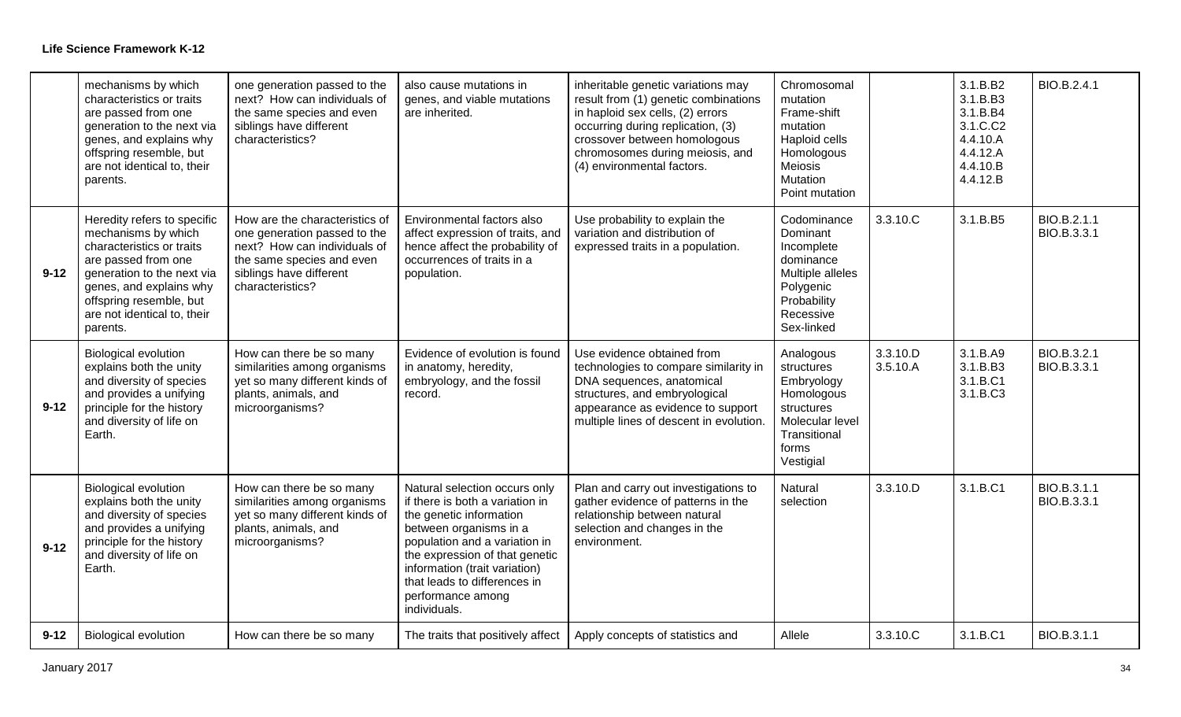**Life Science Framework K-12**

| | | | | | | | | |
|---|---|---|---|---|---|---|---|---|
| | mechanisms by which characteristics or traits are passed from one generation to the next via genes, and explains why offspring resemble, but are not identical to, their parents. | one generation passed to the next? How can individuals of the same species and even siblings have different characteristics? | also cause mutations in genes, and viable mutations are inherited. | inheritable genetic variations may result from (1) genetic combinations in haploid sex cells, (2) errors occurring during replication, (3) crossover between homologous chromosomes during meiosis, and (4) environmental factors. | Chromosomal mutation<br>Frame-shift mutation<br>Haploid cells<br>Homologous<br>Meiosis<br>Mutation<br>Point mutation | | 3.1.B.B2<br>3.1.B.B3<br>3.1.B.B4<br>3.1.C.C2<br>4.4.10.A<br>4.4.12.A<br>4.4.10.B<br>4.4.12.B | BIO.B.2.4.1 |
| 9-12 | Heredity refers to specific mechanisms by which characteristics or traits are passed from one generation to the next via genes, and explains why offspring resemble, but are not identical to, their parents. | How are the characteristics of one generation passed to the next? How can individuals of the same species and even siblings have different characteristics? | Environmental factors also affect expression of traits, and hence affect the probability of occurrences of traits in a population. | Use probability to explain the variation and distribution of expressed traits in a population. | Codominance<br>Dominant<br>Incomplete dominance<br>Multiple alleles<br>Polygenic<br>Probability<br>Recessive<br>Sex-linked | 3.3.10.C | 3.1.B.B5 | BIO.B.2.1.1<br>BIO.B.3.3.1 |
| 9-12 | Biological evolution explains both the unity and diversity of species and provides a unifying principle for the history and diversity of life on Earth. | How can there be so many similarities among organisms yet so many different kinds of plants, animals, and microorganisms? | Evidence of evolution is found in anatomy, heredity, embryology, and the fossil record. | Use evidence obtained from technologies to compare similarity in DNA sequences, anatomical structures, and embryological appearance as evidence to support multiple lines of descent in evolution. | Analogous structures<br>Embryology<br>Homologous structures<br>Molecular level<br>Transitional forms<br>Vestigial | 3.3.10.D<br>3.5.10.A | 3.1.B.A9<br>3.1.B.B3<br>3.1.B.C1<br>3.1.B.C3 | BIO.B.3.2.1<br>BIO.B.3.3.1 |
| 9-12 | Biological evolution explains both the unity and diversity of species and provides a unifying principle for the history and diversity of life on Earth. | How can there be so many similarities among organisms yet so many different kinds of plants, animals, and microorganisms? | Natural selection occurs only if there is both a variation in the genetic information between organisms in a population and a variation in the expression of that genetic information (trait variation) that leads to differences in performance among individuals. | Plan and carry out investigations to gather evidence of patterns in the relationship between natural selection and changes in the environment. | Natural selection | 3.3.10.D | 3.1.B.C1 | BIO.B.3.1.1<br>BIO.B.3.3.1 |
| 9-12 | Biological evolution | How can there be so many | The traits that positively affect | Apply concepts of statistics and | Allele | 3.3.10.C | 3.1.B.C1 | BIO.B.3.1.1 |

January 2017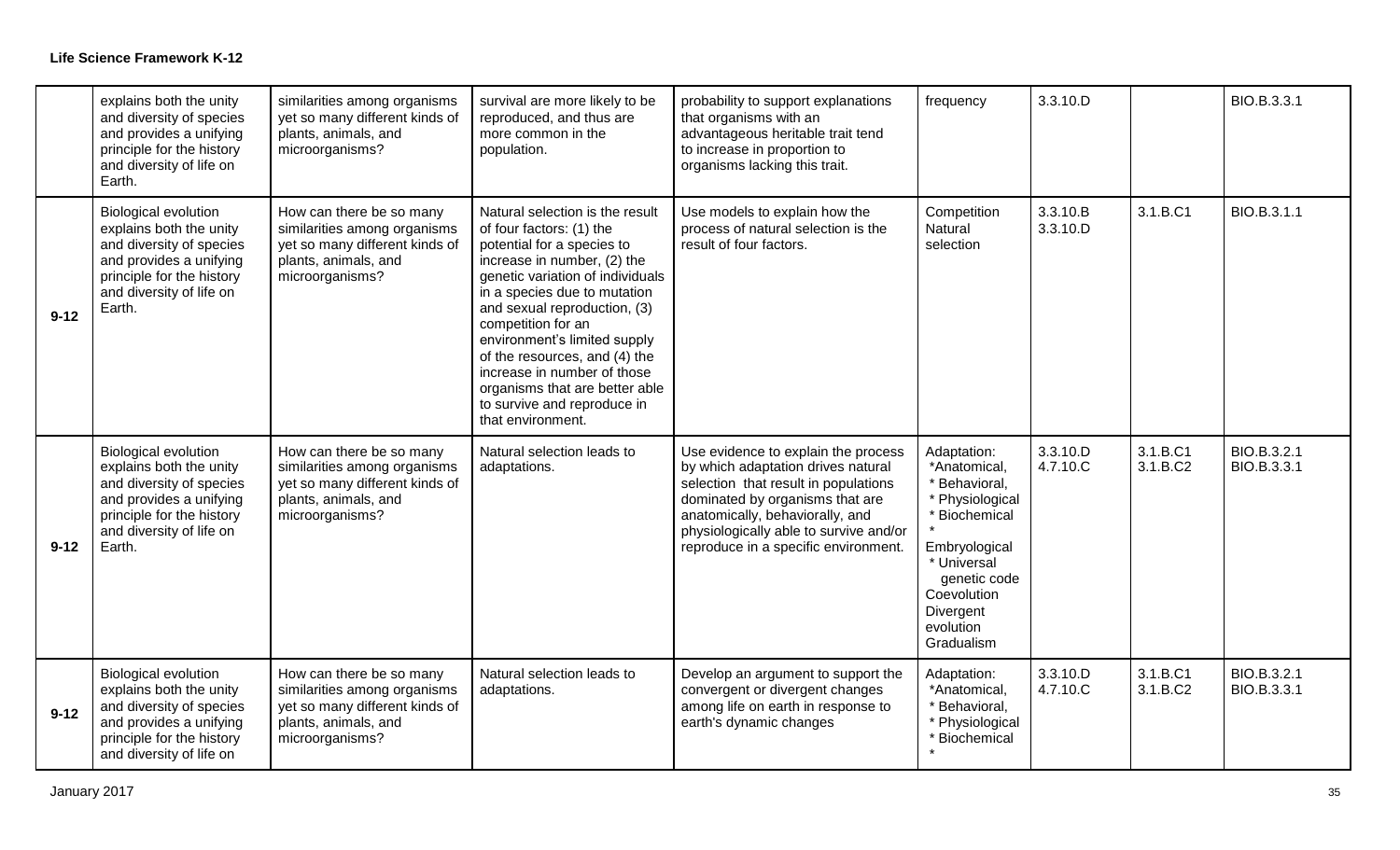**Life Science Framework K-12**

| | | | | | | | | |
|---|---|---|---|---|---|---|---|---|
| | explains both the unity and diversity of species and provides a unifying principle for the history and diversity of life on Earth. | similarities among organisms yet so many different kinds of plants, animals, and microorganisms? | survival are more likely to be reproduced, and thus are more common in the population. | probability to support explanations that organisms with an advantageous heritable trait tend to increase in proportion to organisms lacking this trait. | frequency | 3.3.10.D | | BIO.B.3.3.1 |
| 9-12 | Biological evolution explains both the unity and diversity of species and provides a unifying principle for the history and diversity of life on Earth. | How can there be so many similarities among organisms yet so many different kinds of plants, animals, and microorganisms? | Natural selection is the result of four factors: (1) the potential for a species to increase in number, (2) the genetic variation of individuals in a species due to mutation and sexual reproduction, (3) competition for an environment's limited supply of the resources, and (4) the increase in number of those organisms that are better able to survive and reproduce in that environment. | Use models to explain how the process of natural selection is the result of four factors. | Competition Natural selection | 3.3.10.B 3.3.10.D | 3.1.B.C1 | BIO.B.3.1.1 |
| 9-12 | Biological evolution explains both the unity and diversity of species and provides a unifying principle for the history and diversity of life on Earth. | How can there be so many similarities among organisms yet so many different kinds of plants, animals, and microorganisms? | Natural selection leads to adaptations. | Use evidence to explain the process by which adaptation drives natural selection that result in populations dominated by organisms that are anatomically, behaviorally, and physiologically able to survive and/or reproduce in a specific environment. | Adaptation: *Anatomical, * Behavioral, * Physiological * Biochemical * Embryological * Universal genetic code Coevolution Divergent evolution Gradualism | 3.3.10.D 4.7.10.C | 3.1.B.C1 3.1.B.C2 | BIO.B.3.2.1 BIO.B.3.3.1 |
| 9-12 | Biological evolution explains both the unity and diversity of species and provides a unifying principle for the history and diversity of life on | How can there be so many similarities among organisms yet so many different kinds of plants, animals, and microorganisms? | Natural selection leads to adaptations. | Develop an argument to support the convergent or divergent changes among life on earth in response to earth's dynamic changes | Adaptation: *Anatomical, * Behavioral, * Physiological * Biochemical * | 3.3.10.D 4.7.10.C | 3.1.B.C1 3.1.B.C2 | BIO.B.3.2.1 BIO.B.3.3.1 |

January 2017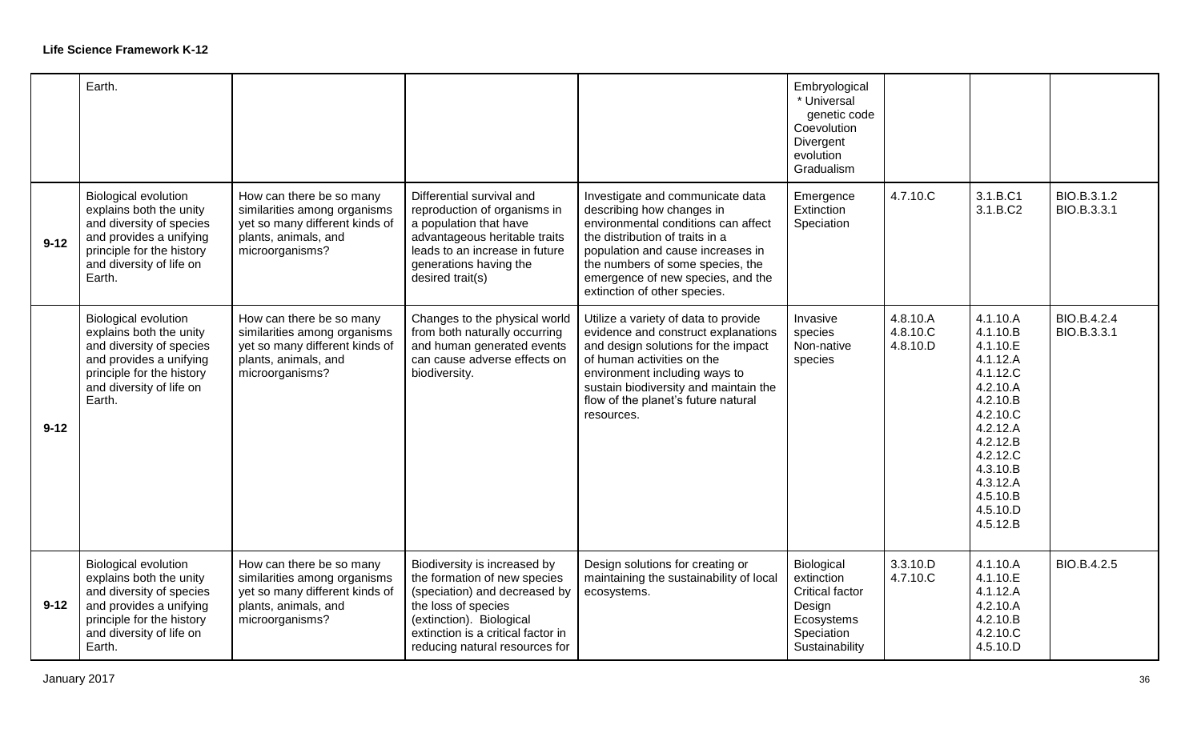| | Earth. | | | | Embryological<br>* Universal genetic code<br>Coevolution<br>Divergent evolution<br>Gradualism | | | |
|---|---|---|---|---|---|---|---|---|
| **9-12** | Biological evolution explains both the unity and diversity of species and provides a unifying principle for the history and diversity of life on Earth. | How can there be so many similarities among organisms yet so many different kinds of plants, animals, and microorganisms? | Differential survival and reproduction of organisms in a population that have advantageous heritable traits leads to an increase in future generations having the desired trait(s) | Investigate and communicate data describing how changes in environmental conditions can affect the distribution of traits in a population and cause increases in the numbers of some species, the emergence of new species, and the extinction of other species. | Emergence<br>Extinction<br>Speciation | 4.7.10.C | 3.1.B.C1<br>3.1.B.C2 | BIO.B.3.1.2<br>BIO.B.3.3.1 |
| **9-12** | Biological evolution explains both the unity and diversity of species and provides a unifying principle for the history and diversity of life on Earth. | How can there be so many similarities among organisms yet so many different kinds of plants, animals, and microorganisms? | Changes to the physical world from both naturally occurring and human generated events can cause adverse effects on biodiversity. | Utilize a variety of data to provide evidence and construct explanations and design solutions for the impact of human activities on the environment including ways to sustain biodiversity and maintain the flow of the planet's future natural resources. | Invasive species<br>Non-native species | 4.8.10.A<br>4.8.10.C<br>4.8.10.D | 4.1.10.A<br>4.1.10.B<br>4.1.10.E<br>4.1.12.A<br>4.1.12.C<br>4.2.10.A<br>4.2.10.B<br>4.2.10.C<br>4.2.12.A<br>4.2.12.B<br>4.2.12.C<br>4.3.10.B<br>4.3.12.A<br>4.5.10.B<br>4.5.10.D<br>4.5.12.B | BIO.B.4.2.4<br>BIO.B.3.3.1 |
| **9-12** | Biological evolution explains both the unity and diversity of species and provides a unifying principle for the history and diversity of life on Earth. | How can there be so many similarities among organisms yet so many different kinds of plants, animals, and microorganisms? | Biodiversity is increased by the formation of new species (speciation) and decreased by the loss of species (extinction). Biological extinction is a critical factor in reducing natural resources for | Design solutions for creating or maintaining the sustainability of local ecosystems. | Biological extinction<br>Critical factor<br>Design<br>Ecosystems<br>Speciation<br>Sustainability | 3.3.10.D<br>4.7.10.C | 4.1.10.A<br>4.1.10.E<br>4.1.12.A<br>4.2.10.A<br>4.2.10.B<br>4.2.10.C<br>4.5.10.D | BIO.B.4.2.5 |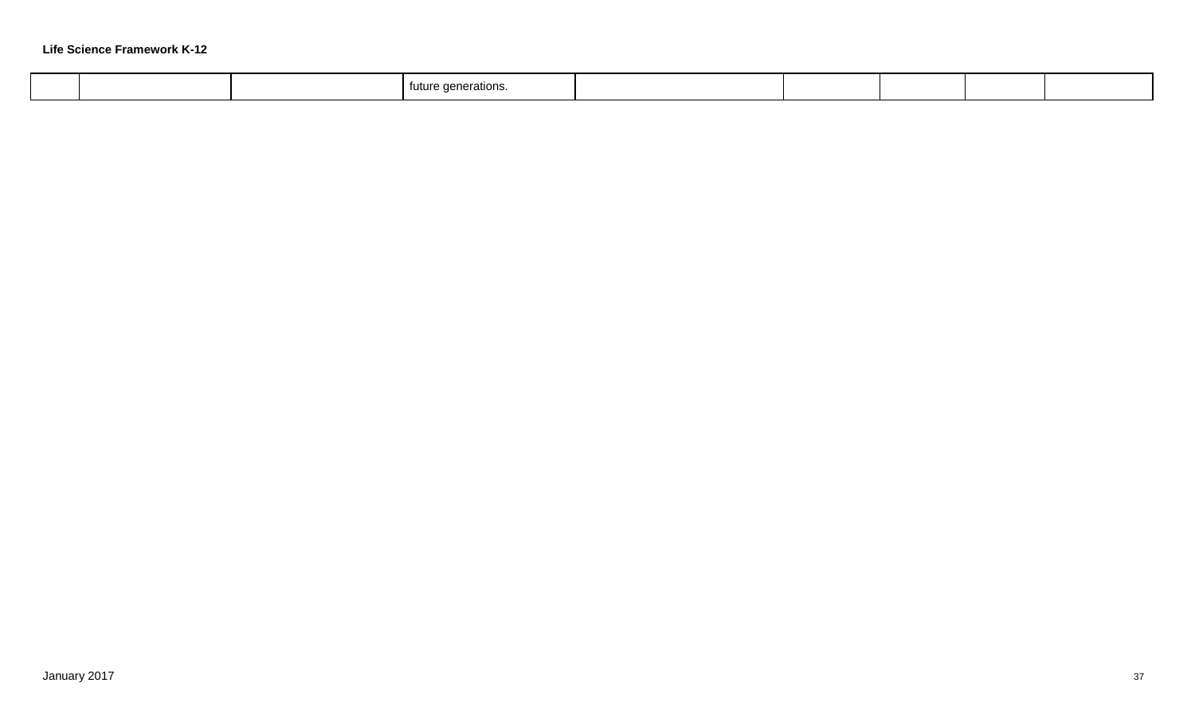| | | | | | | | | |
|---|---|---|---|---|---|---|---|---|
| | | | future generations. | | | | | |